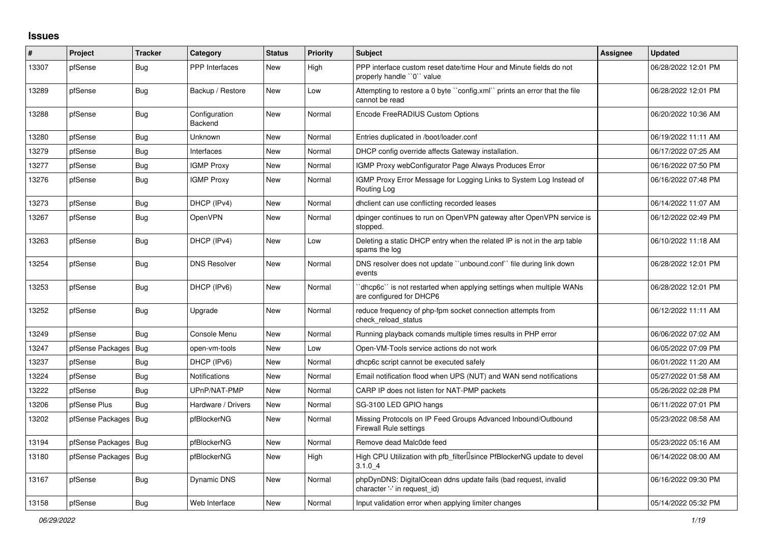## Issues

| # | Project | Tracker | Category | Status | Priority | Subject | Assignee | Updated |
|---|---|---|---|---|---|---|---|---|
| 13307 | pfSense | Bug | PPP Interfaces | New | High | PPP interface custom reset date/time Hour and Minute fields do not properly handle ``0`` value | | 06/28/2022 12:01 PM |
| 13289 | pfSense | Bug | Backup / Restore | New | Low | Attempting to restore a 0 byte ``config.xml`` prints an error that the file cannot be read | | 06/28/2022 12:01 PM |
| 13288 | pfSense | Bug | Configuration Backend | New | Normal | Encode FreeRADIUS Custom Options | | 06/20/2022 10:36 AM |
| 13280 | pfSense | Bug | Unknown | New | Normal | Entries duplicated in /boot/loader.conf | | 06/19/2022 11:11 AM |
| 13279 | pfSense | Bug | Interfaces | New | Normal | DHCP config override affects Gateway installation. | | 06/17/2022 07:25 AM |
| 13277 | pfSense | Bug | IGMP Proxy | New | Normal | IGMP Proxy webConfigurator Page Always Produces Error | | 06/16/2022 07:50 PM |
| 13276 | pfSense | Bug | IGMP Proxy | New | Normal | IGMP Proxy Error Message for Logging Links to System Log Instead of Routing Log | | 06/16/2022 07:48 PM |
| 13273 | pfSense | Bug | DHCP (IPv4) | New | Normal | dhclient can use conflicting recorded leases | | 06/14/2022 11:07 AM |
| 13267 | pfSense | Bug | OpenVPN | New | Normal | dpinger continues to run on OpenVPN gateway after OpenVPN service is stopped. | | 06/12/2022 02:49 PM |
| 13263 | pfSense | Bug | DHCP (IPv4) | New | Low | Deleting a static DHCP entry when the related IP is not in the arp table spams the log | | 06/10/2022 11:18 AM |
| 13254 | pfSense | Bug | DNS Resolver | New | Normal | DNS resolver does not update ``unbound.conf`` file during link down events | | 06/28/2022 12:01 PM |
| 13253 | pfSense | Bug | DHCP (IPv6) | New | Normal | ``dhcp6c`` is not restarted when applying settings when multiple WANs are configured for DHCP6 | | 06/28/2022 12:01 PM |
| 13252 | pfSense | Bug | Upgrade | New | Normal | reduce frequency of php-fpm socket connection attempts from check_reload_status | | 06/12/2022 11:11 AM |
| 13249 | pfSense | Bug | Console Menu | New | Normal | Running playback comands multiple times results in PHP error | | 06/06/2022 07:02 AM |
| 13247 | pfSense Packages | Bug | open-vm-tools | New | Low | Open-VM-Tools service actions do not work | | 06/05/2022 07:09 PM |
| 13237 | pfSense | Bug | DHCP (IPv6) | New | Normal | dhcp6c script cannot be executed safely | | 06/01/2022 11:20 AM |
| 13224 | pfSense | Bug | Notifications | New | Normal | Email notification flood when UPS (NUT) and WAN send notifications | | 05/27/2022 01:58 AM |
| 13222 | pfSense | Bug | UPnP/NAT-PMP | New | Normal | CARP IP does not listen for NAT-PMP packets | | 05/26/2022 02:28 PM |
| 13206 | pfSense Plus | Bug | Hardware / Drivers | New | Normal | SG-3100 LED GPIO hangs | | 06/11/2022 07:01 PM |
| 13202 | pfSense Packages | Bug | pfBlockerNG | New | Normal | Missing Protocols on IP Feed Groups Advanced Inbound/Outbound Firewall Rule settings | | 05/23/2022 08:58 AM |
| 13194 | pfSense Packages | Bug | pfBlockerNG | New | Normal | Remove dead Malc0de feed | | 05/23/2022 05:16 AM |
| 13180 | pfSense Packages | Bug | pfBlockerNG | New | High | High CPU Utilization with pfb_filter since PfBlockerNG update to devel 3.1.0_4 | | 06/14/2022 08:00 AM |
| 13167 | pfSense | Bug | Dynamic DNS | New | Normal | phpDynDNS: DigitalOcean ddns update fails (bad request, invalid character '-' in request_id) | | 06/16/2022 09:30 PM |
| 13158 | pfSense | Bug | Web Interface | New | Normal | Input validation error when applying limiter changes | | 05/14/2022 05:32 PM |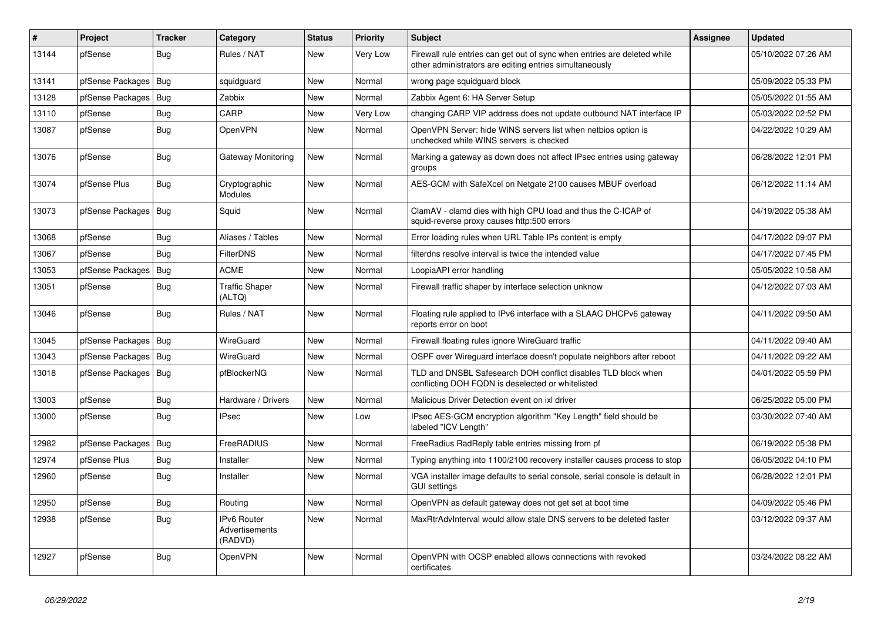| # | Project | Tracker | Category | Status | Priority | Subject | Assignee | Updated |
|---|---|---|---|---|---|---|---|---|
| 13144 | pfSense | Bug | Rules / NAT | New | Very Low | Firewall rule entries can get out of sync when entries are deleted while other administrators are editing entries simultaneously | | 05/10/2022 07:26 AM |
| 13141 | pfSense Packages | Bug | squidguard | New | Normal | wrong page squidguard block | | 05/09/2022 05:33 PM |
| 13128 | pfSense Packages | Bug | Zabbix | New | Normal | Zabbix Agent 6: HA Server Setup | | 05/05/2022 01:55 AM |
| 13110 | pfSense | Bug | CARP | New | Very Low | changing CARP VIP address does not update outbound NAT interface IP | | 05/03/2022 02:52 PM |
| 13087 | pfSense | Bug | OpenVPN | New | Normal | OpenVPN Server: hide WINS servers list when netbios option is unchecked while WINS servers is checked | | 04/22/2022 10:29 AM |
| 13076 | pfSense | Bug | Gateway Monitoring | New | Normal | Marking a gateway as down does not affect IPsec entries using gateway groups | | 06/28/2022 12:01 PM |
| 13074 | pfSense Plus | Bug | Cryptographic Modules | New | Normal | AES-GCM with SafeXcel on Netgate 2100 causes MBUF overload | | 06/12/2022 11:14 AM |
| 13073 | pfSense Packages | Bug | Squid | New | Normal | ClamAV - clamd dies with high CPU load and thus the C-ICAP of squid-reverse proxy causes http:500 errors | | 04/19/2022 05:38 AM |
| 13068 | pfSense | Bug | Aliases / Tables | New | Normal | Error loading rules when URL Table IPs content is empty | | 04/17/2022 09:07 PM |
| 13067 | pfSense | Bug | FilterDNS | New | Normal | filterdns resolve interval is twice the intended value | | 04/17/2022 07:45 PM |
| 13053 | pfSense Packages | Bug | ACME | New | Normal | LoopiaAPI error handling | | 05/05/2022 10:58 AM |
| 13051 | pfSense | Bug | Traffic Shaper (ALTQ) | New | Normal | Firewall traffic shaper by interface selection unknow | | 04/12/2022 07:03 AM |
| 13046 | pfSense | Bug | Rules / NAT | New | Normal | Floating rule applied to IPv6 interface with a SLAAC DHCPv6 gateway reports error on boot | | 04/11/2022 09:50 AM |
| 13045 | pfSense Packages | Bug | WireGuard | New | Normal | Firewall floating rules ignore WireGuard traffic | | 04/11/2022 09:40 AM |
| 13043 | pfSense Packages | Bug | WireGuard | New | Normal | OSPF over Wireguard interface doesn't populate neighbors after reboot | | 04/11/2022 09:22 AM |
| 13018 | pfSense Packages | Bug | pfBlockerNG | New | Normal | TLD and DNSBL Safesearch DOH conflict disables TLD block when conflicting DOH FQDN is deselected or whitelisted | | 04/01/2022 05:59 PM |
| 13003 | pfSense | Bug | Hardware / Drivers | New | Normal | Malicious Driver Detection event on ixl driver | | 06/25/2022 05:00 PM |
| 13000 | pfSense | Bug | IPsec | New | Low | IPsec AES-GCM encryption algorithm "Key Length" field should be labeled "ICV Length" | | 03/30/2022 07:40 AM |
| 12982 | pfSense Packages | Bug | FreeRADIUS | New | Normal | FreeRadius RadReply table entries missing from pf | | 06/19/2022 05:38 PM |
| 12974 | pfSense Plus | Bug | Installer | New | Normal | Typing anything into 1100/2100 recovery installer causes process to stop | | 06/05/2022 04:10 PM |
| 12960 | pfSense | Bug | Installer | New | Normal | VGA installer image defaults to serial console, serial console is default in GUI settings | | 06/28/2022 12:01 PM |
| 12950 | pfSense | Bug | Routing | New | Normal | OpenVPN as default gateway does not get set at boot time | | 04/09/2022 05:46 PM |
| 12938 | pfSense | Bug | IPv6 Router Advertisements (RADVD) | New | Normal | MaxRtrAdvInterval would allow stale DNS servers to be deleted faster | | 03/12/2022 09:37 AM |
| 12927 | pfSense | Bug | OpenVPN | New | Normal | OpenVPN with OCSP enabled allows connections with revoked certificates | | 03/24/2022 08:22 AM |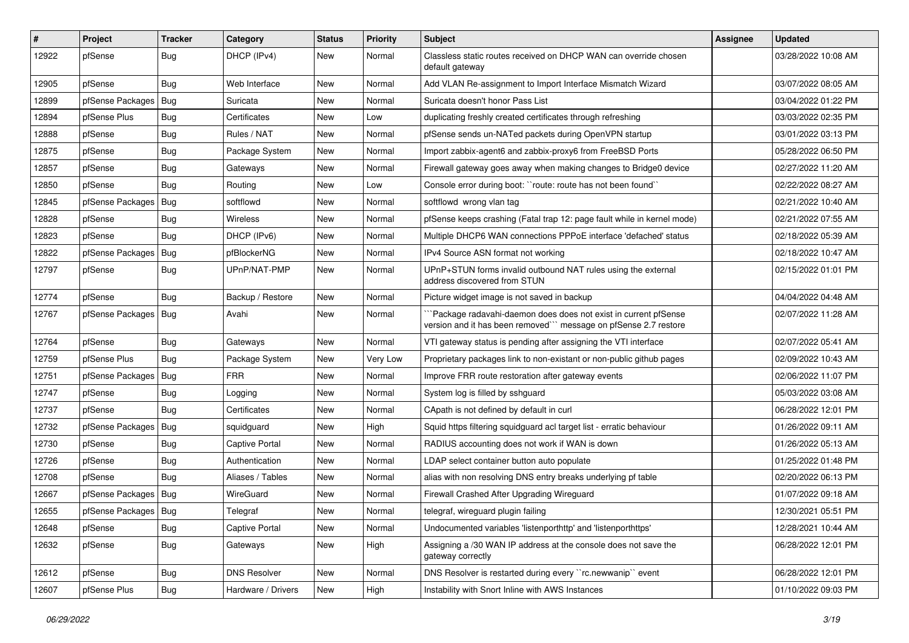| # | Project | Tracker | Category | Status | Priority | Subject | Assignee | Updated |
|---|---|---|---|---|---|---|---|---|
| 12922 | pfSense | Bug | DHCP (IPv4) | New | Normal | Classless static routes received on DHCP WAN can override chosen default gateway | | 03/28/2022 10:08 AM |
| 12905 | pfSense | Bug | Web Interface | New | Normal | Add VLAN Re-assignment to Import Interface Mismatch Wizard | | 03/07/2022 08:05 AM |
| 12899 | pfSense Packages | Bug | Suricata | New | Normal | Suricata doesn't honor Pass List | | 03/04/2022 01:22 PM |
| 12894 | pfSense Plus | Bug | Certificates | New | Low | duplicating freshly created certificates through refreshing | | 03/03/2022 02:35 PM |
| 12888 | pfSense | Bug | Rules / NAT | New | Normal | pfSense sends un-NATed packets during OpenVPN startup | | 03/01/2022 03:13 PM |
| 12875 | pfSense | Bug | Package System | New | Normal | Import zabbix-agent6 and zabbix-proxy6 from FreeBSD Ports | | 05/28/2022 06:50 PM |
| 12857 | pfSense | Bug | Gateways | New | Normal | Firewall gateway goes away when making changes to Bridge0 device | | 02/27/2022 11:20 AM |
| 12850 | pfSense | Bug | Routing | New | Low | Console error during boot: ``route: route has not been found`` | | 02/22/2022 08:27 AM |
| 12845 | pfSense Packages | Bug | softflowd | New | Normal | softflowd wrong vlan tag | | 02/21/2022 10:40 AM |
| 12828 | pfSense | Bug | Wireless | New | Normal | pfSense keeps crashing (Fatal trap 12: page fault while in kernel mode) | | 02/21/2022 07:55 AM |
| 12823 | pfSense | Bug | DHCP (IPv6) | New | Normal | Multiple DHCP6 WAN connections PPPoE interface 'defached' status | | 02/18/2022 05:39 AM |
| 12822 | pfSense Packages | Bug | pfBlockerNG | New | Normal | IPv4 Source ASN format not working | | 02/18/2022 10:47 AM |
| 12797 | pfSense | Bug | UPnP/NAT-PMP | New | Normal | UPnP+STUN forms invalid outbound NAT rules using the external address discovered from STUN | | 02/15/2022 01:01 PM |
| 12774 | pfSense | Bug | Backup / Restore | New | Normal | Picture widget image is not saved in backup | | 04/04/2022 04:48 AM |
| 12767 | pfSense Packages | Bug | Avahi | New | Normal | ```Package radavahi-daemon does does not exist in current pfSense version and it has been removed``` message on pfSense 2.7 restore | | 02/07/2022 11:28 AM |
| 12764 | pfSense | Bug | Gateways | New | Normal | VTI gateway status is pending after assigning the VTI interface | | 02/07/2022 05:41 AM |
| 12759 | pfSense Plus | Bug | Package System | New | Very Low | Proprietary packages link to non-existant or non-public github pages | | 02/09/2022 10:43 AM |
| 12751 | pfSense Packages | Bug | FRR | New | Normal | Improve FRR route restoration after gateway events | | 02/06/2022 11:07 PM |
| 12747 | pfSense | Bug | Logging | New | Normal | System log is filled by sshguard | | 05/03/2022 03:08 AM |
| 12737 | pfSense | Bug | Certificates | New | Normal | CApath is not defined by default in curl | | 06/28/2022 12:01 PM |
| 12732 | pfSense Packages | Bug | squidguard | New | High | Squid https filtering squidguard acl target list - erratic behaviour | | 01/26/2022 09:11 AM |
| 12730 | pfSense | Bug | Captive Portal | New | Normal | RADIUS accounting does not work if WAN is down | | 01/26/2022 05:13 AM |
| 12726 | pfSense | Bug | Authentication | New | Normal | LDAP select container button auto populate | | 01/25/2022 01:48 PM |
| 12708 | pfSense | Bug | Aliases / Tables | New | Normal | alias with non resolving DNS entry breaks underlying pf table | | 02/20/2022 06:13 PM |
| 12667 | pfSense Packages | Bug | WireGuard | New | Normal | Firewall Crashed After Upgrading Wireguard | | 01/07/2022 09:18 AM |
| 12655 | pfSense Packages | Bug | Telegraf | New | Normal | telegraf, wireguard plugin failing | | 12/30/2021 05:51 PM |
| 12648 | pfSense | Bug | Captive Portal | New | Normal | Undocumented variables 'listenporthttp' and 'listenporthttps' | | 12/28/2021 10:44 AM |
| 12632 | pfSense | Bug | Gateways | New | High | Assigning a /30 WAN IP address at the console does not save the gateway correctly | | 06/28/2022 12:01 PM |
| 12612 | pfSense | Bug | DNS Resolver | New | Normal | DNS Resolver is restarted during every ``rc.newwanip`` event | | 06/28/2022 12:01 PM |
| 12607 | pfSense Plus | Bug | Hardware / Drivers | New | High | Instability with Snort Inline with AWS Instances | | 01/10/2022 09:03 PM |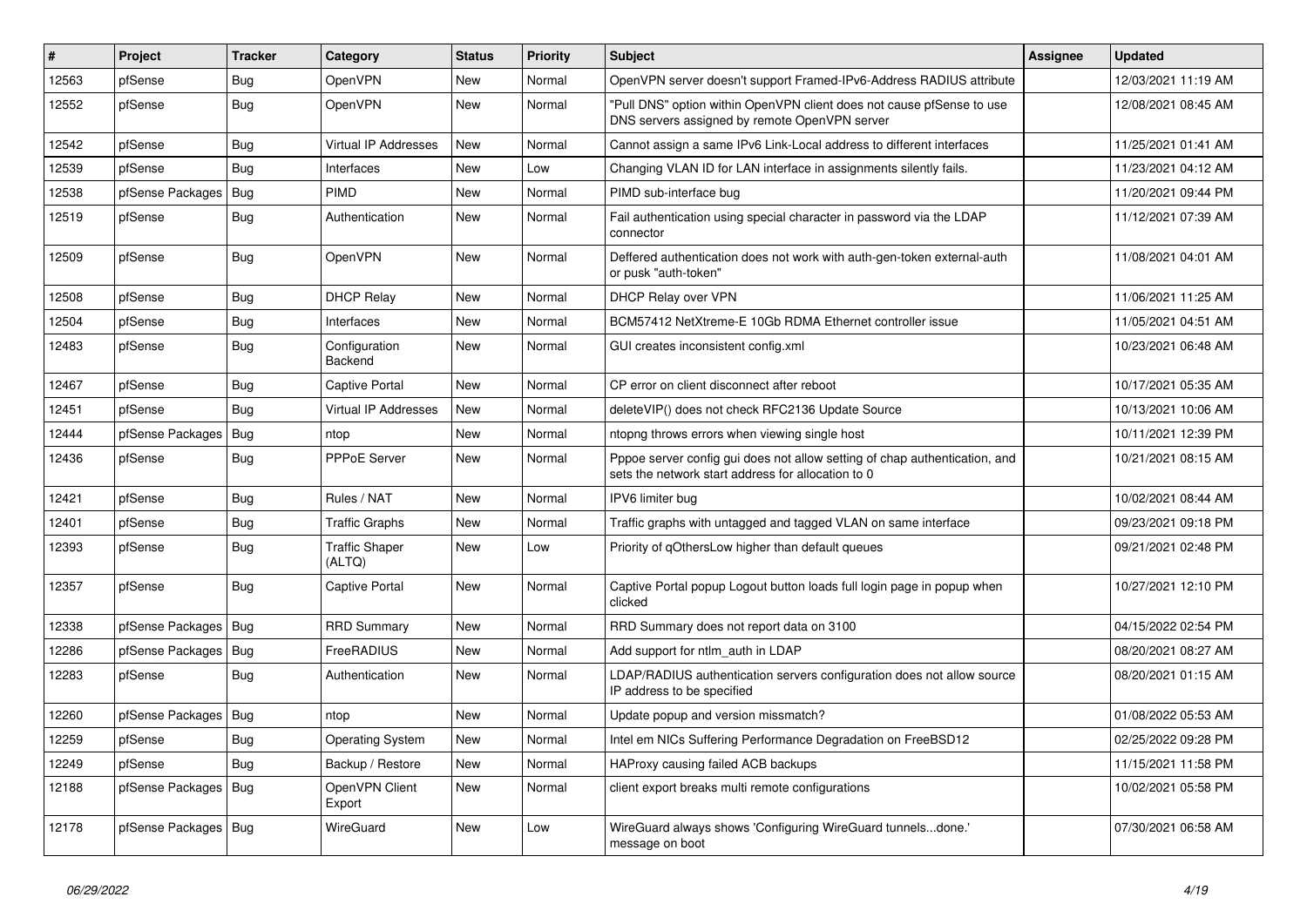| # | Project | Tracker | Category | Status | Priority | Subject | Assignee | Updated |
|---|---|---|---|---|---|---|---|---|
| 12563 | pfSense | Bug | OpenVPN | New | Normal | OpenVPN server doesn't support Framed-IPv6-Address RADIUS attribute | | 12/03/2021 11:19 AM |
| 12552 | pfSense | Bug | OpenVPN | New | Normal | "Pull DNS" option within OpenVPN client does not cause pfSense to use DNS servers assigned by remote OpenVPN server | | 12/08/2021 08:45 AM |
| 12542 | pfSense | Bug | Virtual IP Addresses | New | Normal | Cannot assign a same IPv6 Link-Local address to different interfaces | | 11/25/2021 01:41 AM |
| 12539 | pfSense | Bug | Interfaces | New | Low | Changing VLAN ID for LAN interface in assignments silently fails. | | 11/23/2021 04:12 AM |
| 12538 | pfSense Packages | Bug | PIMD | New | Normal | PIMD sub-interface bug | | 11/20/2021 09:44 PM |
| 12519 | pfSense | Bug | Authentication | New | Normal | Fail authentication using special character in password via the LDAP connector | | 11/12/2021 07:39 AM |
| 12509 | pfSense | Bug | OpenVPN | New | Normal | Deffered authentication does not work with auth-gen-token external-auth or pusk "auth-token" | | 11/08/2021 04:01 AM |
| 12508 | pfSense | Bug | DHCP Relay | New | Normal | DHCP Relay over VPN | | 11/06/2021 11:25 AM |
| 12504 | pfSense | Bug | Interfaces | New | Normal | BCM57412 NetXtreme-E 10Gb RDMA Ethernet controller issue | | 11/05/2021 04:51 AM |
| 12483 | pfSense | Bug | Configuration Backend | New | Normal | GUI creates inconsistent config.xml | | 10/23/2021 06:48 AM |
| 12467 | pfSense | Bug | Captive Portal | New | Normal | CP error on client disconnect after reboot | | 10/17/2021 05:35 AM |
| 12451 | pfSense | Bug | Virtual IP Addresses | New | Normal | deleteVIP() does not check RFC2136 Update Source | | 10/13/2021 10:06 AM |
| 12444 | pfSense Packages | Bug | ntop | New | Normal | ntopng throws errors when viewing single host | | 10/11/2021 12:39 PM |
| 12436 | pfSense | Bug | PPPoE Server | New | Normal | Pppoe server config gui does not allow setting of chap authentication, and sets the network start address for allocation to 0 | | 10/21/2021 08:15 AM |
| 12421 | pfSense | Bug | Rules / NAT | New | Normal | IPV6 limiter bug | | 10/02/2021 08:44 AM |
| 12401 | pfSense | Bug | Traffic Graphs | New | Normal | Traffic graphs with untagged and tagged VLAN on same interface | | 09/23/2021 09:18 PM |
| 12393 | pfSense | Bug | Traffic Shaper (ALTQ) | New | Low | Priority of qOthersLow higher than default queues | | 09/21/2021 02:48 PM |
| 12357 | pfSense | Bug | Captive Portal | New | Normal | Captive Portal popup Logout button loads full login page in popup when clicked | | 10/27/2021 12:10 PM |
| 12338 | pfSense Packages | Bug | RRD Summary | New | Normal | RRD Summary does not report data on 3100 | | 04/15/2022 02:54 PM |
| 12286 | pfSense Packages | Bug | FreeRADIUS | New | Normal | Add support for ntlm_auth in LDAP | | 08/20/2021 08:27 AM |
| 12283 | pfSense | Bug | Authentication | New | Normal | LDAP/RADIUS authentication servers configuration does not allow source IP address to be specified | | 08/20/2021 01:15 AM |
| 12260 | pfSense Packages | Bug | ntop | New | Normal | Update popup and version missmatch? | | 01/08/2022 05:53 AM |
| 12259 | pfSense | Bug | Operating System | New | Normal | Intel em NICs Suffering Performance Degradation on FreeBSD12 | | 02/25/2022 09:28 PM |
| 12249 | pfSense | Bug | Backup / Restore | New | Normal | HAProxy causing failed ACB backups | | 11/15/2021 11:58 PM |
| 12188 | pfSense Packages | Bug | OpenVPN Client Export | New | Normal | client export breaks multi remote configurations | | 10/02/2021 05:58 PM |
| 12178 | pfSense Packages | Bug | WireGuard | New | Low | WireGuard always shows 'Configuring WireGuard tunnels...done.' message on boot | | 07/30/2021 06:58 AM |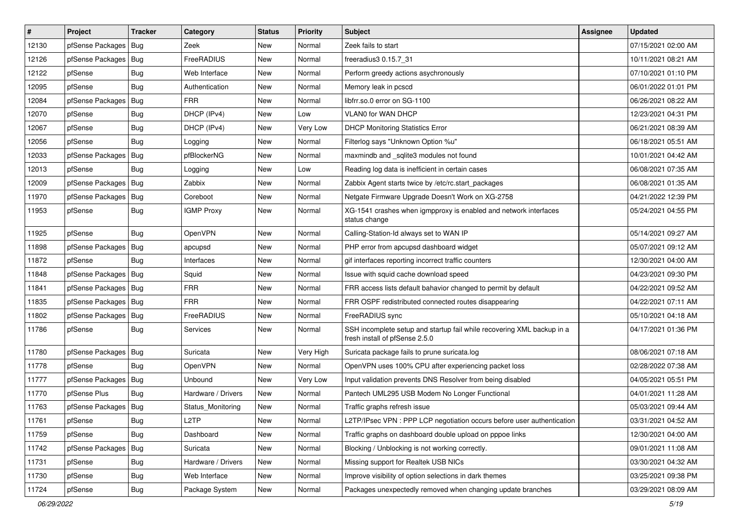| # | Project | Tracker | Category | Status | Priority | Subject | Assignee | Updated |
|---|---|---|---|---|---|---|---|---|
| 12130 | pfSense Packages | Bug | Zeek | New | Normal | Zeek fails to start | | 07/15/2021 02:00 AM |
| 12126 | pfSense Packages | Bug | FreeRADIUS | New | Normal | freeradius3 0.15.7_31 | | 10/11/2021 08:21 AM |
| 12122 | pfSense | Bug | Web Interface | New | Normal | Perform greedy actions asychronously | | 07/10/2021 01:10 PM |
| 12095 | pfSense | Bug | Authentication | New | Normal | Memory leak in pcscd | | 06/01/2022 01:01 PM |
| 12084 | pfSense Packages | Bug | FRR | New | Normal | libfrr.so.0 error on SG-1100 | | 06/26/2021 08:22 AM |
| 12070 | pfSense | Bug | DHCP (IPv4) | New | Low | VLAN0 for WAN DHCP | | 12/23/2021 04:31 PM |
| 12067 | pfSense | Bug | DHCP (IPv4) | New | Very Low | DHCP Monitoring Statistics Error | | 06/21/2021 08:39 AM |
| 12056 | pfSense | Bug | Logging | New | Normal | Filterlog says "Unknown Option %u" | | 06/18/2021 05:51 AM |
| 12033 | pfSense Packages | Bug | pfBlockerNG | New | Normal | maxmindb and _sqlite3 modules not found | | 10/01/2021 04:42 AM |
| 12013 | pfSense | Bug | Logging | New | Low | Reading log data is inefficient in certain cases | | 06/08/2021 07:35 AM |
| 12009 | pfSense Packages | Bug | Zabbix | New | Normal | Zabbix Agent starts twice by /etc/rc.start_packages | | 06/08/2021 01:35 AM |
| 11970 | pfSense Packages | Bug | Coreboot | New | Normal | Netgate Firmware Upgrade Doesn't Work on XG-2758 | | 04/21/2022 12:39 PM |
| 11953 | pfSense | Bug | IGMP Proxy | New | Normal | XG-1541 crashes when igmpproxy is enabled and network interfaces status change | | 05/24/2021 04:55 PM |
| 11925 | pfSense | Bug | OpenVPN | New | Normal | Calling-Station-Id always set to WAN IP | | 05/14/2021 09:27 AM |
| 11898 | pfSense Packages | Bug | apcupsd | New | Normal | PHP error from apcupsd dashboard widget | | 05/07/2021 09:12 AM |
| 11872 | pfSense | Bug | Interfaces | New | Normal | gif interfaces reporting incorrect traffic counters | | 12/30/2021 04:00 AM |
| 11848 | pfSense Packages | Bug | Squid | New | Normal | Issue with squid cache download speed | | 04/23/2021 09:30 PM |
| 11841 | pfSense Packages | Bug | FRR | New | Normal | FRR access lists default bahavior changed to permit by default | | 04/22/2021 09:52 AM |
| 11835 | pfSense Packages | Bug | FRR | New | Normal | FRR OSPF redistributed connected routes disappearing | | 04/22/2021 07:11 AM |
| 11802 | pfSense Packages | Bug | FreeRADIUS | New | Normal | FreeRADIUS sync | | 05/10/2021 04:18 AM |
| 11786 | pfSense | Bug | Services | New | Normal | SSH incomplete setup and startup fail while recovering XML backup in a fresh install of pfSense 2.5.0 | | 04/17/2021 01:36 PM |
| 11780 | pfSense Packages | Bug | Suricata | New | Very High | Suricata package fails to prune suricata.log | | 08/06/2021 07:18 AM |
| 11778 | pfSense | Bug | OpenVPN | New | Normal | OpenVPN uses 100% CPU after experiencing packet loss | | 02/28/2022 07:38 AM |
| 11777 | pfSense Packages | Bug | Unbound | New | Very Low | Input validation prevents DNS Resolver from being disabled | | 04/05/2021 05:51 PM |
| 11770 | pfSense Plus | Bug | Hardware / Drivers | New | Normal | Pantech UML295 USB Modem No Longer Functional | | 04/01/2021 11:28 AM |
| 11763 | pfSense Packages | Bug | Status_Monitoring | New | Normal | Traffic graphs refresh issue | | 05/03/2021 09:44 AM |
| 11761 | pfSense | Bug | L2TP | New | Normal | L2TP/IPsec VPN : PPP LCP negotiation occurs before user authentication | | 03/31/2021 04:52 AM |
| 11759 | pfSense | Bug | Dashboard | New | Normal | Traffic graphs on dashboard double upload on pppoe links | | 12/30/2021 04:00 AM |
| 11742 | pfSense Packages | Bug | Suricata | New | Normal | Blocking / Unblocking is not working correctly. | | 09/01/2021 11:08 AM |
| 11731 | pfSense | Bug | Hardware / Drivers | New | Normal | Missing support for Realtek USB NICs | | 03/30/2021 04:32 AM |
| 11730 | pfSense | Bug | Web Interface | New | Normal | Improve visibility of option selections in dark themes | | 03/25/2021 09:38 PM |
| 11724 | pfSense | Bug | Package System | New | Normal | Packages unexpectedly removed when changing update branches | | 03/29/2021 08:09 AM |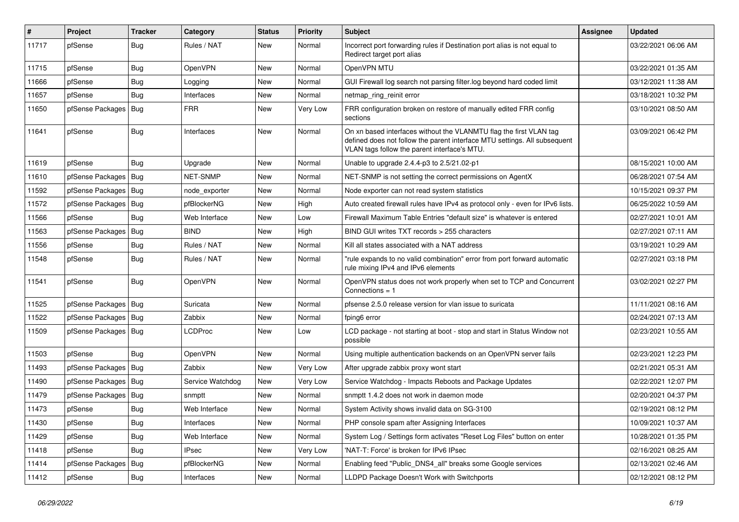| # | Project | Tracker | Category | Status | Priority | Subject | Assignee | Updated |
|---|---|---|---|---|---|---|---|---|
| 11717 | pfSense | Bug | Rules / NAT | New | Normal | Incorrect port forwarding rules if Destination port alias is not equal to Redirect target port alias | | 03/22/2021 06:06 AM |
| 11715 | pfSense | Bug | OpenVPN | New | Normal | OpenVPN MTU | | 03/22/2021 01:35 AM |
| 11666 | pfSense | Bug | Logging | New | Normal | GUI Firewall log search not parsing filter.log beyond hard coded limit | | 03/12/2021 11:38 AM |
| 11657 | pfSense | Bug | Interfaces | New | Normal | netmap_ring_reinit error | | 03/18/2021 10:32 PM |
| 11650 | pfSense Packages | Bug | FRR | New | Very Low | FRR configuration broken on restore of manually edited FRR config sections | | 03/10/2021 08:50 AM |
| 11641 | pfSense | Bug | Interfaces | New | Normal | On xn based interfaces without the VLANMTU flag the first VLAN tag defined does not follow the parent interface MTU settings. All subsequent VLAN tags follow the parent interface's MTU. | | 03/09/2021 06:42 PM |
| 11619 | pfSense | Bug | Upgrade | New | Normal | Unable to upgrade 2.4.4-p3 to 2.5/21.02-p1 | | 08/15/2021 10:00 AM |
| 11610 | pfSense Packages | Bug | NET-SNMP | New | Normal | NET-SNMP is not setting the correct permissions on AgentX | | 06/28/2021 07:54 AM |
| 11592 | pfSense Packages | Bug | node_exporter | New | Normal | Node exporter can not read system statistics | | 10/15/2021 09:37 PM |
| 11572 | pfSense Packages | Bug | pfBlockerNG | New | High | Auto created firewall rules have IPv4 as protocol only - even for IPv6 lists. | | 06/25/2022 10:59 AM |
| 11566 | pfSense | Bug | Web Interface | New | Low | Firewall Maximum Table Entries "default size" is whatever is entered | | 02/27/2021 10:01 AM |
| 11563 | pfSense Packages | Bug | BIND | New | High | BIND GUI writes TXT records > 255 characters | | 02/27/2021 07:11 AM |
| 11556 | pfSense | Bug | Rules / NAT | New | Normal | Kill all states associated with a NAT address | | 03/19/2021 10:29 AM |
| 11548 | pfSense | Bug | Rules / NAT | New | Normal | "rule expands to no valid combination" error from port forward automatic rule mixing IPv4 and IPv6 elements | | 02/27/2021 03:18 PM |
| 11541 | pfSense | Bug | OpenVPN | New | Normal | OpenVPN status does not work properly when set to TCP and Concurrent Connections = 1 | | 03/02/2021 02:27 PM |
| 11525 | pfSense Packages | Bug | Suricata | New | Normal | pfsense 2.5.0 release version for vlan issue to suricata | | 11/11/2021 08:16 AM |
| 11522 | pfSense Packages | Bug | Zabbix | New | Normal | fping6 error | | 02/24/2021 07:13 AM |
| 11509 | pfSense Packages | Bug | LCDProc | New | Low | LCD package - not starting at boot - stop and start in Status Window not possible | | 02/23/2021 10:55 AM |
| 11503 | pfSense | Bug | OpenVPN | New | Normal | Using multiple authentication backends on an OpenVPN server fails | | 02/23/2021 12:23 PM |
| 11493 | pfSense Packages | Bug | Zabbix | New | Very Low | After upgrade zabbix proxy wont start | | 02/21/2021 05:31 AM |
| 11490 | pfSense Packages | Bug | Service Watchdog | New | Very Low | Service Watchdog - Impacts Reboots and Package Updates | | 02/22/2021 12:07 PM |
| 11479 | pfSense Packages | Bug | snmptt | New | Normal | snmptt 1.4.2 does not work in daemon mode | | 02/20/2021 04:37 PM |
| 11473 | pfSense | Bug | Web Interface | New | Normal | System Activity shows invalid data on SG-3100 | | 02/19/2021 08:12 PM |
| 11430 | pfSense | Bug | Interfaces | New | Normal | PHP console spam after Assigning Interfaces | | 10/09/2021 10:37 AM |
| 11429 | pfSense | Bug | Web Interface | New | Normal | System Log / Settings form activates "Reset Log Files" button on enter | | 10/28/2021 01:35 PM |
| 11418 | pfSense | Bug | IPsec | New | Very Low | 'NAT-T: Force' is broken for IPv6 IPsec | | 02/16/2021 08:25 AM |
| 11414 | pfSense Packages | Bug | pfBlockerNG | New | Normal | Enabling feed "Public_DNS4_all" breaks some Google services | | 02/13/2021 02:46 AM |
| 11412 | pfSense | Bug | Interfaces | New | Normal | LLDPD Package Doesn't Work with Switchports | | 02/12/2021 08:12 PM |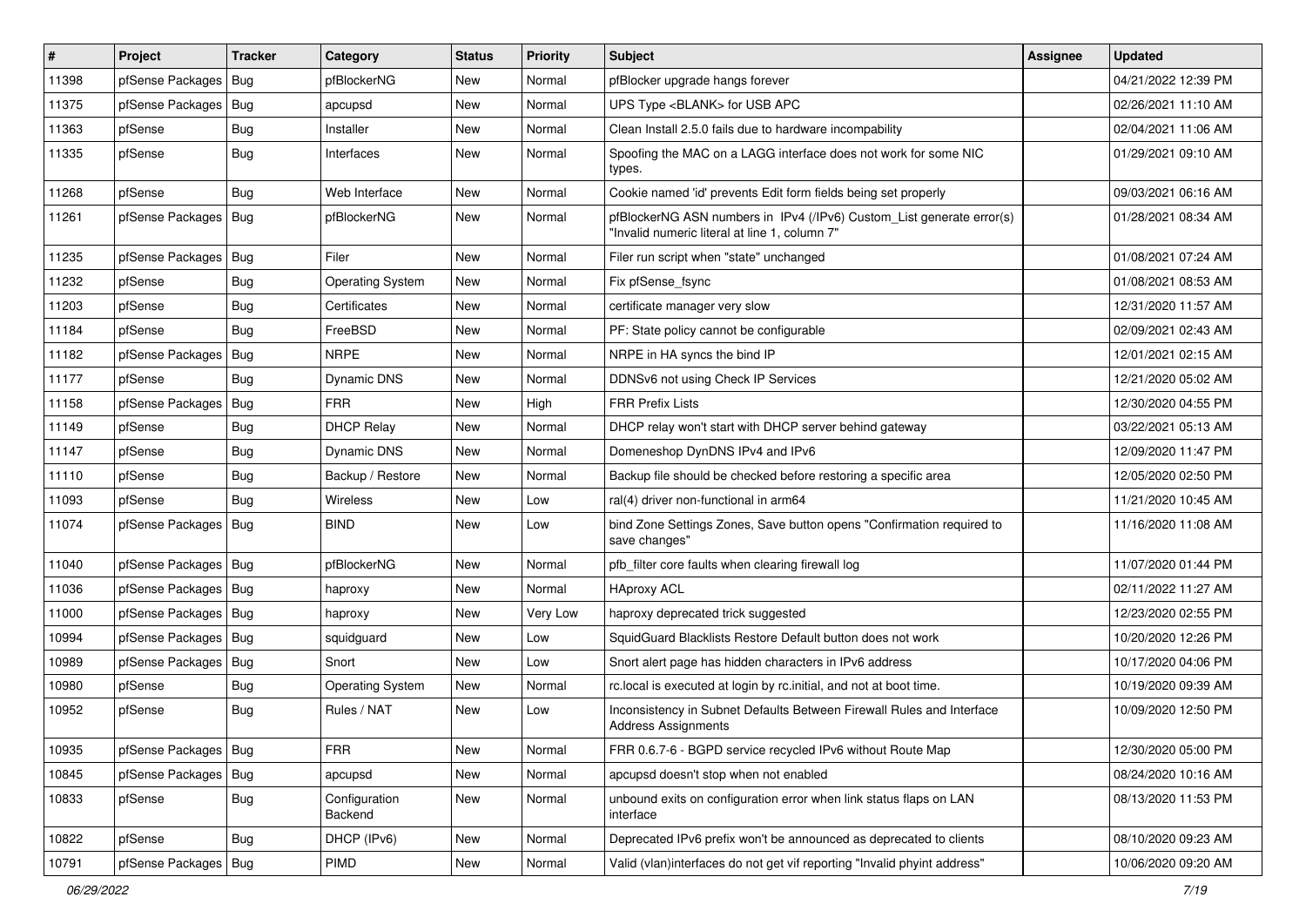| # | Project | Tracker | Category | Status | Priority | Subject | Assignee | Updated |
|---|---|---|---|---|---|---|---|---|
| 11398 | pfSense Packages | Bug | pfBlockerNG | New | Normal | pfBlocker upgrade hangs forever | | 04/21/2022 12:39 PM |
| 11375 | pfSense Packages | Bug | apcupsd | New | Normal | UPS Type <BLANK> for USB APC | | 02/26/2021 11:10 AM |
| 11363 | pfSense | Bug | Installer | New | Normal | Clean Install 2.5.0 fails due to hardware incompability | | 02/04/2021 11:06 AM |
| 11335 | pfSense | Bug | Interfaces | New | Normal | Spoofing the MAC on a LAGG interface does not work for some NIC types. | | 01/29/2021 09:10 AM |
| 11268 | pfSense | Bug | Web Interface | New | Normal | Cookie named 'id' prevents Edit form fields being set properly | | 09/03/2021 06:16 AM |
| 11261 | pfSense Packages | Bug | pfBlockerNG | New | Normal | pfBlockerNG ASN numbers in IPv4 (/IPv6) Custom_List generate error(s) "Invalid numeric literal at line 1, column 7" | | 01/28/2021 08:34 AM |
| 11235 | pfSense Packages | Bug | Filer | New | Normal | Filer run script when "state" unchanged | | 01/08/2021 07:24 AM |
| 11232 | pfSense | Bug | Operating System | New | Normal | Fix pfSense_fsync | | 01/08/2021 08:53 AM |
| 11203 | pfSense | Bug | Certificates | New | Normal | certificate manager very slow | | 12/31/2020 11:57 AM |
| 11184 | pfSense | Bug | FreeBSD | New | Normal | PF: State policy cannot be configurable | | 02/09/2021 02:43 AM |
| 11182 | pfSense Packages | Bug | NRPE | New | Normal | NRPE in HA syncs the bind IP | | 12/01/2021 02:15 AM |
| 11177 | pfSense | Bug | Dynamic DNS | New | Normal | DDNSv6 not using Check IP Services | | 12/21/2020 05:02 AM |
| 11158 | pfSense Packages | Bug | FRR | New | High | FRR Prefix Lists | | 12/30/2020 04:55 PM |
| 11149 | pfSense | Bug | DHCP Relay | New | Normal | DHCP relay won't start with DHCP server behind gateway | | 03/22/2021 05:13 AM |
| 11147 | pfSense | Bug | Dynamic DNS | New | Normal | Domeneshop DynDNS IPv4 and IPv6 | | 12/09/2020 11:47 PM |
| 11110 | pfSense | Bug | Backup / Restore | New | Normal | Backup file should be checked before restoring a specific area | | 12/05/2020 02:50 PM |
| 11093 | pfSense | Bug | Wireless | New | Low | ral(4) driver non-functional in arm64 | | 11/21/2020 10:45 AM |
| 11074 | pfSense Packages | Bug | BIND | New | Low | bind Zone Settings Zones, Save button opens "Confirmation required to save changes" | | 11/16/2020 11:08 AM |
| 11040 | pfSense Packages | Bug | pfBlockerNG | New | Normal | pfb_filter core faults when clearing firewall log | | 11/07/2020 01:44 PM |
| 11036 | pfSense Packages | Bug | haproxy | New | Normal | HAproxy ACL | | 02/11/2022 11:27 AM |
| 11000 | pfSense Packages | Bug | haproxy | New | Very Low | haproxy deprecated trick suggested | | 12/23/2020 02:55 PM |
| 10994 | pfSense Packages | Bug | squidguard | New | Low | SquidGuard Blacklists Restore Default button does not work | | 10/20/2020 12:26 PM |
| 10989 | pfSense Packages | Bug | Snort | New | Low | Snort alert page has hidden characters in IPv6 address | | 10/17/2020 04:06 PM |
| 10980 | pfSense | Bug | Operating System | New | Normal | rc.local is executed at login by rc.initial, and not at boot time. | | 10/19/2020 09:39 AM |
| 10952 | pfSense | Bug | Rules / NAT | New | Low | Inconsistency in Subnet Defaults Between Firewall Rules and Interface Address Assignments | | 10/09/2020 12:50 PM |
| 10935 | pfSense Packages | Bug | FRR | New | Normal | FRR 0.6.7-6 - BGPD service recycled IPv6 without Route Map | | 12/30/2020 05:00 PM |
| 10845 | pfSense Packages | Bug | apcupsd | New | Normal | apcupsd doesn't stop when not enabled | | 08/24/2020 10:16 AM |
| 10833 | pfSense | Bug | Configuration Backend | New | Normal | unbound exits on configuration error when link status flaps on LAN interface | | 08/13/2020 11:53 PM |
| 10822 | pfSense | Bug | DHCP (IPv6) | New | Normal | Deprecated IPv6 prefix won't be announced as deprecated to clients | | 08/10/2020 09:23 AM |
| 10791 | pfSense Packages | Bug | PIMD | New | Normal | Valid (vlan)interfaces do not get vif reporting "Invalid phyint address" | | 10/06/2020 09:20 AM |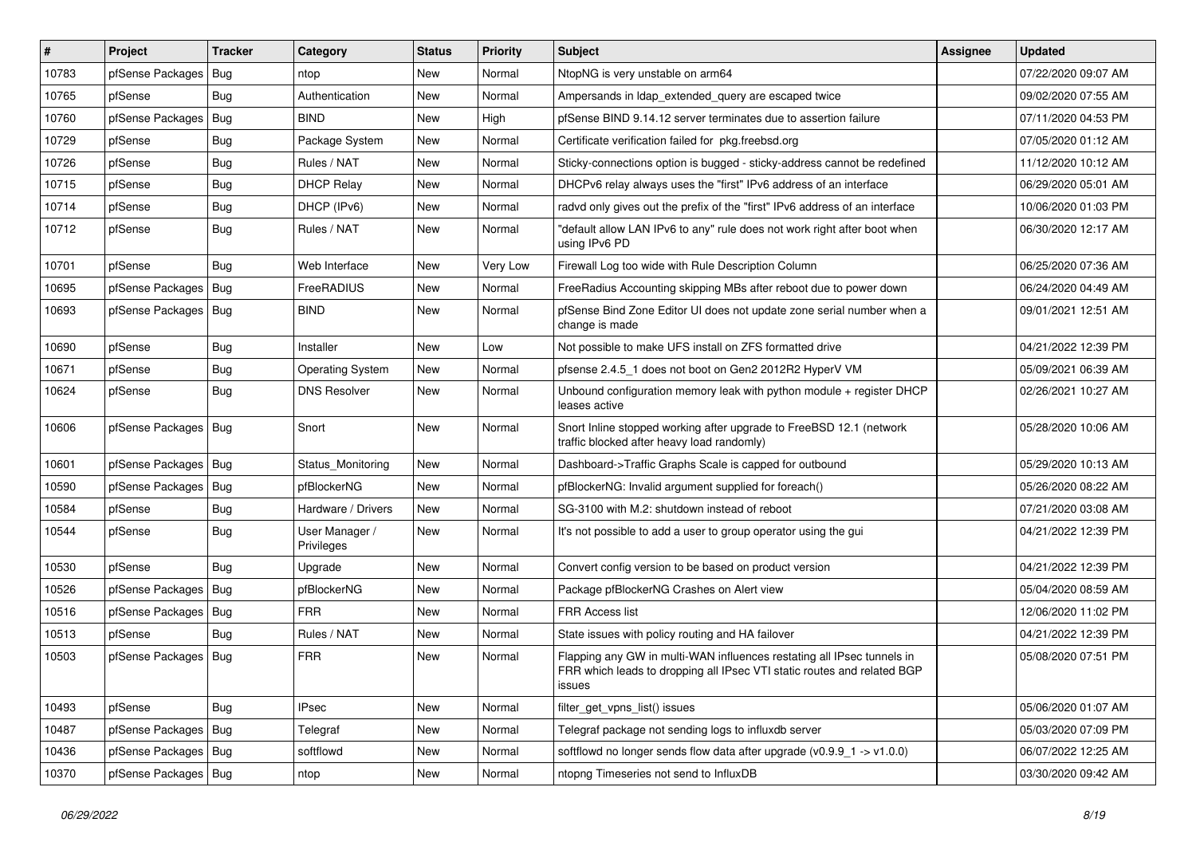| # | Project | Tracker | Category | Status | Priority | Subject | Assignee | Updated |
|---|---|---|---|---|---|---|---|---|
| 10783 | pfSense Packages | Bug | ntop | New | Normal | NtopNG is very unstable on arm64 | | 07/22/2020 09:07 AM |
| 10765 | pfSense | Bug | Authentication | New | Normal | Ampersands in ldap_extended_query are escaped twice | | 09/02/2020 07:55 AM |
| 10760 | pfSense Packages | Bug | BIND | New | High | pfSense BIND 9.14.12 server terminates due to assertion failure | | 07/11/2020 04:53 PM |
| 10729 | pfSense | Bug | Package System | New | Normal | Certificate verification failed for pkg.freebsd.org | | 07/05/2020 01:12 AM |
| 10726 | pfSense | Bug | Rules / NAT | New | Normal | Sticky-connections option is bugged - sticky-address cannot be redefined | | 11/12/2020 10:12 AM |
| 10715 | pfSense | Bug | DHCP Relay | New | Normal | DHCPv6 relay always uses the "first" IPv6 address of an interface | | 06/29/2020 05:01 AM |
| 10714 | pfSense | Bug | DHCP (IPv6) | New | Normal | radvd only gives out the prefix of the "first" IPv6 address of an interface | | 10/06/2020 01:03 PM |
| 10712 | pfSense | Bug | Rules / NAT | New | Normal | "default allow LAN IPv6 to any" rule does not work right after boot when using IPv6 PD | | 06/30/2020 12:17 AM |
| 10701 | pfSense | Bug | Web Interface | New | Very Low | Firewall Log too wide with Rule Description Column | | 06/25/2020 07:36 AM |
| 10695 | pfSense Packages | Bug | FreeRADIUS | New | Normal | FreeRadius Accounting skipping MBs after reboot due to power down | | 06/24/2020 04:49 AM |
| 10693 | pfSense Packages | Bug | BIND | New | Normal | pfSense Bind Zone Editor UI does not update zone serial number when a change is made | | 09/01/2021 12:51 AM |
| 10690 | pfSense | Bug | Installer | New | Low | Not possible to make UFS install on ZFS formatted drive | | 04/21/2022 12:39 PM |
| 10671 | pfSense | Bug | Operating System | New | Normal | pfsense 2.4.5_1 does not boot on Gen2 2012R2 HyperV VM | | 05/09/2021 06:39 AM |
| 10624 | pfSense | Bug | DNS Resolver | New | Normal | Unbound configuration memory leak with python module + register DHCP leases active | | 02/26/2021 10:27 AM |
| 10606 | pfSense Packages | Bug | Snort | New | Normal | Snort Inline stopped working after upgrade to FreeBSD 12.1 (network traffic blocked after heavy load randomly) | | 05/28/2020 10:06 AM |
| 10601 | pfSense Packages | Bug | Status_Monitoring | New | Normal | Dashboard->Traffic Graphs Scale is capped for outbound | | 05/29/2020 10:13 AM |
| 10590 | pfSense Packages | Bug | pfBlockerNG | New | Normal | pfBlockerNG: Invalid argument supplied for foreach() | | 05/26/2020 08:22 AM |
| 10584 | pfSense | Bug | Hardware / Drivers | New | Normal | SG-3100 with M.2: shutdown instead of reboot | | 07/21/2020 03:08 AM |
| 10544 | pfSense | Bug | User Manager / Privileges | New | Normal | It's not possible to add a user to group operator using the gui | | 04/21/2022 12:39 PM |
| 10530 | pfSense | Bug | Upgrade | New | Normal | Convert config version to be based on product version | | 04/21/2022 12:39 PM |
| 10526 | pfSense Packages | Bug | pfBlockerNG | New | Normal | Package pfBlockerNG Crashes on Alert view | | 05/04/2020 08:59 AM |
| 10516 | pfSense Packages | Bug | FRR | New | Normal | FRR Access list | | 12/06/2020 11:02 PM |
| 10513 | pfSense | Bug | Rules / NAT | New | Normal | State issues with policy routing and HA failover | | 04/21/2022 12:39 PM |
| 10503 | pfSense Packages | Bug | FRR | New | Normal | Flapping any GW in multi-WAN influences restating all IPsec tunnels in FRR which leads to dropping all IPsec VTI static routes and related BGP issues | | 05/08/2020 07:51 PM |
| 10493 | pfSense | Bug | IPsec | New | Normal | filter_get_vpns_list() issues | | 05/06/2020 01:07 AM |
| 10487 | pfSense Packages | Bug | Telegraf | New | Normal | Telegraf package not sending logs to influxdb server | | 05/03/2020 07:09 PM |
| 10436 | pfSense Packages | Bug | softflowd | New | Normal | softflowd no longer sends flow data after upgrade (v0.9.9_1 -> v1.0.0) | | 06/07/2022 12:25 AM |
| 10370 | pfSense Packages | Bug | ntop | New | Normal | ntopng Timeseries not send to InfluxDB | | 03/30/2020 09:42 AM |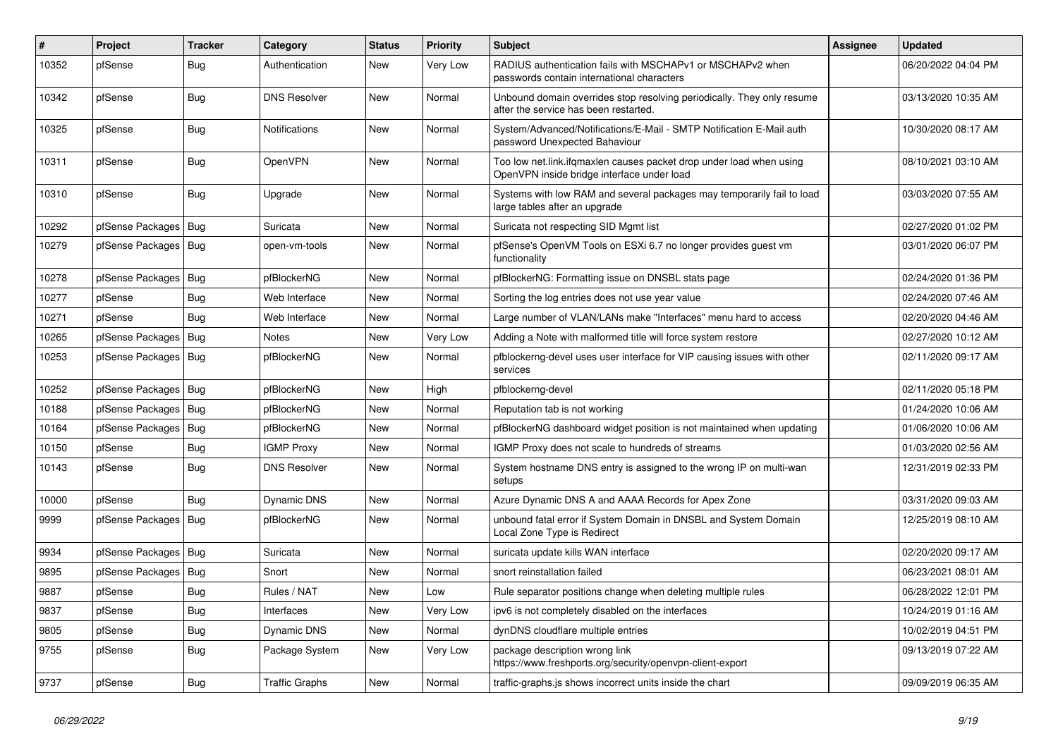| # | Project | Tracker | Category | Status | Priority | Subject | Assignee | Updated |
|---|---|---|---|---|---|---|---|---|
| 10352 | pfSense | Bug | Authentication | New | Very Low | RADIUS authentication fails with MSCHAPv1 or MSCHAPv2 when passwords contain international characters | | 06/20/2022 04:04 PM |
| 10342 | pfSense | Bug | DNS Resolver | New | Normal | Unbound domain overrides stop resolving periodically. They only resume after the service has been restarted. | | 03/13/2020 10:35 AM |
| 10325 | pfSense | Bug | Notifications | New | Normal | System/Advanced/Notifications/E-Mail - SMTP Notification E-Mail auth password Unexpected Bahaviour | | 10/30/2020 08:17 AM |
| 10311 | pfSense | Bug | OpenVPN | New | Normal | Too low net.link.ifqmaxlen causes packet drop under load when using OpenVPN inside bridge interface under load | | 08/10/2021 03:10 AM |
| 10310 | pfSense | Bug | Upgrade | New | Normal | Systems with low RAM and several packages may temporarily fail to load large tables after an upgrade | | 03/03/2020 07:55 AM |
| 10292 | pfSense Packages | Bug | Suricata | New | Normal | Suricata not respecting SID Mgmt list | | 02/27/2020 01:02 PM |
| 10279 | pfSense Packages | Bug | open-vm-tools | New | Normal | pfSense's OpenVM Tools on ESXi 6.7 no longer provides guest vm functionality | | 03/01/2020 06:07 PM |
| 10278 | pfSense Packages | Bug | pfBlockerNG | New | Normal | pfBlockerNG: Formatting issue on DNSBL stats page | | 02/24/2020 01:36 PM |
| 10277 | pfSense | Bug | Web Interface | New | Normal | Sorting the log entries does not use year value | | 02/24/2020 07:46 AM |
| 10271 | pfSense | Bug | Web Interface | New | Normal | Large number of VLAN/LANs make "Interfaces" menu hard to access | | 02/20/2020 04:46 AM |
| 10265 | pfSense Packages | Bug | Notes | New | Very Low | Adding a Note with malformed title will force system restore | | 02/27/2020 10:12 AM |
| 10253 | pfSense Packages | Bug | pfBlockerNG | New | Normal | pfblockerng-devel uses user interface for VIP causing issues with other services | | 02/11/2020 09:17 AM |
| 10252 | pfSense Packages | Bug | pfBlockerNG | New | High | pfblockerng-devel | | 02/11/2020 05:18 PM |
| 10188 | pfSense Packages | Bug | pfBlockerNG | New | Normal | Reputation tab is not working | | 01/24/2020 10:06 AM |
| 10164 | pfSense Packages | Bug | pfBlockerNG | New | Normal | pfBlockerNG dashboard widget position is not maintained when updating | | 01/06/2020 10:06 AM |
| 10150 | pfSense | Bug | IGMP Proxy | New | Normal | IGMP Proxy does not scale to hundreds of streams | | 01/03/2020 02:56 AM |
| 10143 | pfSense | Bug | DNS Resolver | New | Normal | System hostname DNS entry is assigned to the wrong IP on multi-wan setups | | 12/31/2019 02:33 PM |
| 10000 | pfSense | Bug | Dynamic DNS | New | Normal | Azure Dynamic DNS A and AAAA Records for Apex Zone | | 03/31/2020 09:03 AM |
| 9999 | pfSense Packages | Bug | pfBlockerNG | New | Normal | unbound fatal error if System Domain in DNSBL and System Domain Local Zone Type is Redirect | | 12/25/2019 08:10 AM |
| 9934 | pfSense Packages | Bug | Suricata | New | Normal | suricata update kills WAN interface | | 02/20/2020 09:17 AM |
| 9895 | pfSense Packages | Bug | Snort | New | Normal | snort reinstallation failed | | 06/23/2021 08:01 AM |
| 9887 | pfSense | Bug | Rules / NAT | New | Low | Rule separator positions change when deleting multiple rules | | 06/28/2022 12:01 PM |
| 9837 | pfSense | Bug | Interfaces | New | Very Low | ipv6 is not completely disabled on the interfaces | | 10/24/2019 01:16 AM |
| 9805 | pfSense | Bug | Dynamic DNS | New | Normal | dynDNS cloudflare multiple entries | | 10/02/2019 04:51 PM |
| 9755 | pfSense | Bug | Package System | New | Very Low | package description wrong link https://www.freshports.org/security/openvpn-client-export | | 09/13/2019 07:22 AM |
| 9737 | pfSense | Bug | Traffic Graphs | New | Normal | traffic-graphs.js shows incorrect units inside the chart | | 09/09/2019 06:35 AM |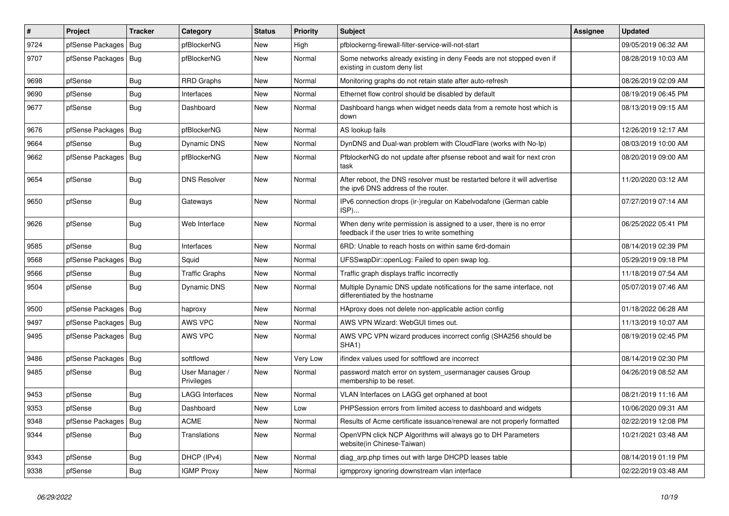| # | Project | Tracker | Category | Status | Priority | Subject | Assignee | Updated |
|---|---|---|---|---|---|---|---|---|
| 9724 | pfSense Packages | Bug | pfBlockerNG | New | High | pfblockerng-firewall-filter-service-will-not-start | | 09/05/2019 06:32 AM |
| 9707 | pfSense Packages | Bug | pfBlockerNG | New | Normal | Some networks already existing in deny Feeds are not stopped even if existing in custom deny list | | 08/28/2019 10:03 AM |
| 9698 | pfSense | Bug | RRD Graphs | New | Normal | Monitoring graphs do not retain state after auto-refresh | | 08/26/2019 02:09 AM |
| 9690 | pfSense | Bug | Interfaces | New | Normal | Ethernet flow control should be disabled by default | | 08/19/2019 06:45 PM |
| 9677 | pfSense | Bug | Dashboard | New | Normal | Dashboard hangs when widget needs data from a remote host which is down | | 08/13/2019 09:15 AM |
| 9676 | pfSense Packages | Bug | pfBlockerNG | New | Normal | AS lookup fails | | 12/26/2019 12:17 AM |
| 9664 | pfSense | Bug | Dynamic DNS | New | Normal | DynDNS and Dual-wan problem with CloudFlare (works with No-Ip) | | 08/03/2019 10:00 AM |
| 9662 | pfSense Packages | Bug | pfBlockerNG | New | Normal | PfblockerNG do not update after pfsense reboot and wait for next cron task | | 08/20/2019 09:00 AM |
| 9654 | pfSense | Bug | DNS Resolver | New | Normal | After reboot, the DNS resolver must be restarted before it will advertise the ipv6 DNS address of the router. | | 11/20/2020 03:12 AM |
| 9650 | pfSense | Bug | Gateways | New | Normal | IPv6 connection drops (ir-)regular on Kabelvodafone (German cable ISP)... | | 07/27/2019 07:14 AM |
| 9626 | pfSense | Bug | Web Interface | New | Normal | When deny write permission is assigned to a user, there is no error feedback if the user tries to write something | | 06/25/2022 05:41 PM |
| 9585 | pfSense | Bug | Interfaces | New | Normal | 6RD: Unable to reach hosts on within same 6rd-domain | | 08/14/2019 02:39 PM |
| 9568 | pfSense Packages | Bug | Squid | New | Normal | UFSSwapDir::openLog: Failed to open swap log. | | 05/29/2019 09:18 PM |
| 9566 | pfSense | Bug | Traffic Graphs | New | Normal | Traffic graph displays traffic incorrectly | | 11/18/2019 07:54 AM |
| 9504 | pfSense | Bug | Dynamic DNS | New | Normal | Multiple Dynamic DNS update notifications for the same interface, not differentiated by the hostname | | 05/07/2019 07:46 AM |
| 9500 | pfSense Packages | Bug | haproxy | New | Normal | HAproxy does not delete non-applicable action config | | 01/18/2022 06:28 AM |
| 9497 | pfSense Packages | Bug | AWS VPC | New | Normal | AWS VPN Wizard: WebGUI times out. | | 11/13/2019 10:07 AM |
| 9495 | pfSense Packages | Bug | AWS VPC | New | Normal | AWS VPC VPN wizard produces incorrect config (SHA256 should be SHA1) | | 08/19/2019 02:45 PM |
| 9486 | pfSense Packages | Bug | softflowd | New | Very Low | ifindex values used for softflowd are incorrect | | 08/14/2019 02:30 PM |
| 9485 | pfSense | Bug | User Manager / Privileges | New | Normal | password match error on system_usermanager causes Group membership to be reset. | | 04/26/2019 08:52 AM |
| 9453 | pfSense | Bug | LAGG Interfaces | New | Normal | VLAN Interfaces on LAGG get orphaned at boot | | 08/21/2019 11:16 AM |
| 9353 | pfSense | Bug | Dashboard | New | Low | PHPSession errors from limited access to dashboard and widgets | | 10/06/2020 09:31 AM |
| 9348 | pfSense Packages | Bug | ACME | New | Normal | Results of Acme certificate issuance/renewal are not properly formatted | | 02/22/2019 12:08 PM |
| 9344 | pfSense | Bug | Translations | New | Normal | OpenVPN click NCP Algorithms will always go to DH Parameters website(in Chinese-Taiwan) | | 10/21/2021 03:48 AM |
| 9343 | pfSense | Bug | DHCP (IPv4) | New | Normal | diag_arp.php times out with large DHCPD leases table | | 08/14/2019 01:19 PM |
| 9338 | pfSense | Bug | IGMP Proxy | New | Normal | igmpproxy ignoring downstream vlan interface | | 02/22/2019 03:48 AM |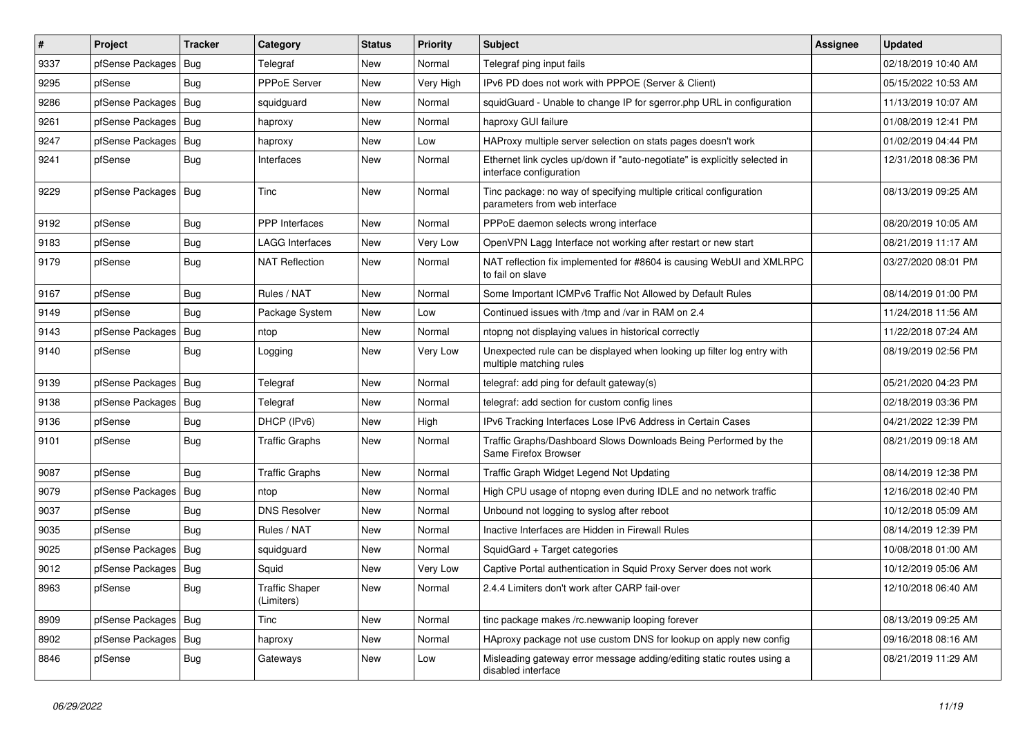| # | Project | Tracker | Category | Status | Priority | Subject | Assignee | Updated |
|---|---|---|---|---|---|---|---|---|
| 9337 | pfSense Packages | Bug | Telegraf | New | Normal | Telegraf ping input fails | | 02/18/2019 10:40 AM |
| 9295 | pfSense | Bug | PPPoE Server | New | Very High | IPv6 PD does not work with PPPOE (Server & Client) | | 05/15/2022 10:53 AM |
| 9286 | pfSense Packages | Bug | squidguard | New | Normal | squidGuard - Unable to change IP for sgerror.php URL in configuration | | 11/13/2019 10:07 AM |
| 9261 | pfSense Packages | Bug | haproxy | New | Normal | haproxy GUI failure | | 01/08/2019 12:41 PM |
| 9247 | pfSense Packages | Bug | haproxy | New | Low | HAProxy multiple server selection on stats pages doesn't work | | 01/02/2019 04:44 PM |
| 9241 | pfSense | Bug | Interfaces | New | Normal | Ethernet link cycles up/down if "auto-negotiate" is explicitly selected in interface configuration | | 12/31/2018 08:36 PM |
| 9229 | pfSense Packages | Bug | Tinc | New | Normal | Tinc package: no way of specifying multiple critical configuration parameters from web interface | | 08/13/2019 09:25 AM |
| 9192 | pfSense | Bug | PPP Interfaces | New | Normal | PPPoE daemon selects wrong interface | | 08/20/2019 10:05 AM |
| 9183 | pfSense | Bug | LAGG Interfaces | New | Very Low | OpenVPN Lagg Interface not working after restart or new start | | 08/21/2019 11:17 AM |
| 9179 | pfSense | Bug | NAT Reflection | New | Normal | NAT reflection fix implemented for #8604 is causing WebUI and XMLRPC to fail on slave | | 03/27/2020 08:01 PM |
| 9167 | pfSense | Bug | Rules / NAT | New | Normal | Some Important ICMPv6 Traffic Not Allowed by Default Rules | | 08/14/2019 01:00 PM |
| 9149 | pfSense | Bug | Package System | New | Low | Continued issues with /tmp and /var in RAM on 2.4 | | 11/24/2018 11:56 AM |
| 9143 | pfSense Packages | Bug | ntop | New | Normal | ntopng not displaying values in historical correctly | | 11/22/2018 07:24 AM |
| 9140 | pfSense | Bug | Logging | New | Very Low | Unexpected rule can be displayed when looking up filter log entry with multiple matching rules | | 08/19/2019 02:56 PM |
| 9139 | pfSense Packages | Bug | Telegraf | New | Normal | telegraf: add ping for default gateway(s) | | 05/21/2020 04:23 PM |
| 9138 | pfSense Packages | Bug | Telegraf | New | Normal | telegraf: add section for custom config lines | | 02/18/2019 03:36 PM |
| 9136 | pfSense | Bug | DHCP (IPv6) | New | High | IPv6 Tracking Interfaces Lose IPv6 Address in Certain Cases | | 04/21/2022 12:39 PM |
| 9101 | pfSense | Bug | Traffic Graphs | New | Normal | Traffic Graphs/Dashboard Slows Downloads Being Performed by the Same Firefox Browser | | 08/21/2019 09:18 AM |
| 9087 | pfSense | Bug | Traffic Graphs | New | Normal | Traffic Graph Widget Legend Not Updating | | 08/14/2019 12:38 PM |
| 9079 | pfSense Packages | Bug | ntop | New | Normal | High CPU usage of ntopng even during IDLE and no network traffic | | 12/16/2018 02:40 PM |
| 9037 | pfSense | Bug | DNS Resolver | New | Normal | Unbound not logging to syslog after reboot | | 10/12/2018 05:09 AM |
| 9035 | pfSense | Bug | Rules / NAT | New | Normal | Inactive Interfaces are Hidden in Firewall Rules | | 08/14/2019 12:39 PM |
| 9025 | pfSense Packages | Bug | squidguard | New | Normal | SquidGard + Target categories | | 10/08/2018 01:00 AM |
| 9012 | pfSense Packages | Bug | Squid | New | Very Low | Captive Portal authentication in Squid Proxy Server does not work | | 10/12/2019 05:06 AM |
| 8963 | pfSense | Bug | Traffic Shaper (Limiters) | New | Normal | 2.4.4 Limiters don't work after CARP fail-over | | 12/10/2018 06:40 AM |
| 8909 | pfSense Packages | Bug | Tinc | New | Normal | tinc package makes /rc.newwanip looping forever | | 08/13/2019 09:25 AM |
| 8902 | pfSense Packages | Bug | haproxy | New | Normal | HAproxy package not use custom DNS for lookup on apply new config | | 09/16/2018 08:16 AM |
| 8846 | pfSense | Bug | Gateways | New | Low | Misleading gateway error message adding/editing static routes using a disabled interface | | 08/21/2019 11:29 AM |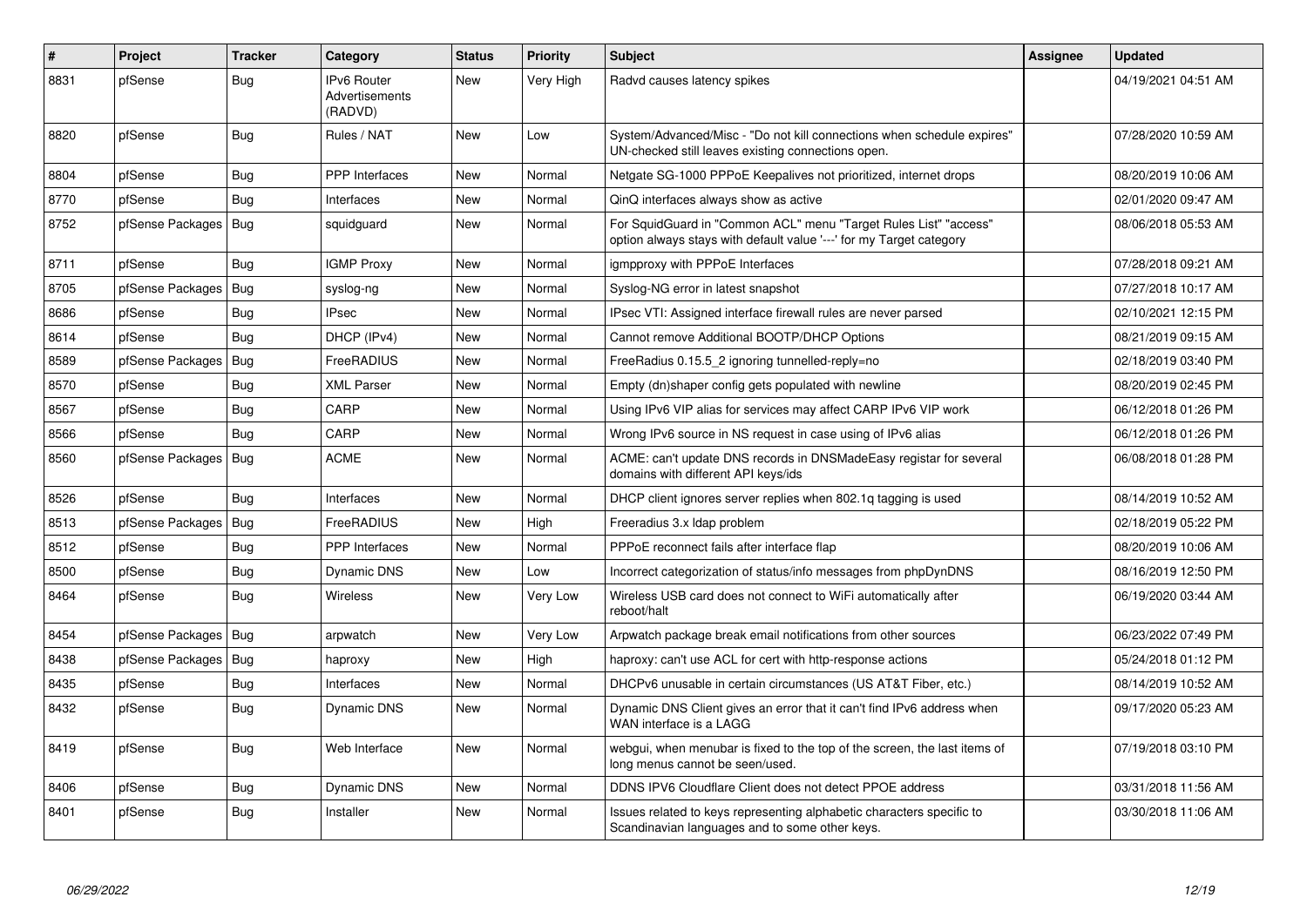| # | Project | Tracker | Category | Status | Priority | Subject | Assignee | Updated |
|---|---|---|---|---|---|---|---|---|
| 8831 | pfSense | Bug | IPv6 Router Advertisements (RADVD) | New | Very High | Radvd causes latency spikes | | 04/19/2021 04:51 AM |
| 8820 | pfSense | Bug | Rules / NAT | New | Low | System/Advanced/Misc - "Do not kill connections when schedule expires" UN-checked still leaves existing connections open. | | 07/28/2020 10:59 AM |
| 8804 | pfSense | Bug | PPP Interfaces | New | Normal | Netgate SG-1000 PPPoE Keepalives not prioritized, internet drops | | 08/20/2019 10:06 AM |
| 8770 | pfSense | Bug | Interfaces | New | Normal | QinQ interfaces always show as active | | 02/01/2020 09:47 AM |
| 8752 | pfSense Packages | Bug | squidguard | New | Normal | For SquidGuard in "Common ACL" menu "Target Rules List" "access" option always stays with default value '---' for my Target category | | 08/06/2018 05:53 AM |
| 8711 | pfSense | Bug | IGMP Proxy | New | Normal | igmpproxy with PPPoE Interfaces | | 07/28/2018 09:21 AM |
| 8705 | pfSense Packages | Bug | syslog-ng | New | Normal | Syslog-NG error in latest snapshot | | 07/27/2018 10:17 AM |
| 8686 | pfSense | Bug | IPsec | New | Normal | IPsec VTI: Assigned interface firewall rules are never parsed | | 02/10/2021 12:15 PM |
| 8614 | pfSense | Bug | DHCP (IPv4) | New | Normal | Cannot remove Additional BOOTP/DHCP Options | | 08/21/2019 09:15 AM |
| 8589 | pfSense Packages | Bug | FreeRADIUS | New | Normal | FreeRadius 0.15.5_2 ignoring tunnelled-reply=no | | 02/18/2019 03:40 PM |
| 8570 | pfSense | Bug | XML Parser | New | Normal | Empty (dn)shaper config gets populated with newline | | 08/20/2019 02:45 PM |
| 8567 | pfSense | Bug | CARP | New | Normal | Using IPv6 VIP alias for services may affect CARP IPv6 VIP work | | 06/12/2018 01:26 PM |
| 8566 | pfSense | Bug | CARP | New | Normal | Wrong IPv6 source in NS request in case using of IPv6 alias | | 06/12/2018 01:26 PM |
| 8560 | pfSense Packages | Bug | ACME | New | Normal | ACME: can't update DNS records in DNSMadeEasy registar for several domains with different API keys/ids | | 06/08/2018 01:28 PM |
| 8526 | pfSense | Bug | Interfaces | New | Normal | DHCP client ignores server replies when 802.1q tagging is used | | 08/14/2019 10:52 AM |
| 8513 | pfSense Packages | Bug | FreeRADIUS | New | High | Freeradius 3.x ldap problem | | 02/18/2019 05:22 PM |
| 8512 | pfSense | Bug | PPP Interfaces | New | Normal | PPPoE reconnect fails after interface flap | | 08/20/2019 10:06 AM |
| 8500 | pfSense | Bug | Dynamic DNS | New | Low | Incorrect categorization of status/info messages from phpDynDNS | | 08/16/2019 12:50 PM |
| 8464 | pfSense | Bug | Wireless | New | Very Low | Wireless USB card does not connect to WiFi automatically after reboot/halt | | 06/19/2020 03:44 AM |
| 8454 | pfSense Packages | Bug | arpwatch | New | Very Low | Arpwatch package break email notifications from other sources | | 06/23/2022 07:49 PM |
| 8438 | pfSense Packages | Bug | haproxy | New | High | haproxy: can't use ACL for cert with http-response actions | | 05/24/2018 01:12 PM |
| 8435 | pfSense | Bug | Interfaces | New | Normal | DHCPv6 unusable in certain circumstances (US AT&T Fiber, etc.) | | 08/14/2019 10:52 AM |
| 8432 | pfSense | Bug | Dynamic DNS | New | Normal | Dynamic DNS Client gives an error that it can't find IPv6 address when WAN interface is a LAGG | | 09/17/2020 05:23 AM |
| 8419 | pfSense | Bug | Web Interface | New | Normal | webgui, when menubar is fixed to the top of the screen, the last items of long menus cannot be seen/used. | | 07/19/2018 03:10 PM |
| 8406 | pfSense | Bug | Dynamic DNS | New | Normal | DDNS IPV6 Cloudflare Client does not detect PPOE address | | 03/31/2018 11:56 AM |
| 8401 | pfSense | Bug | Installer | New | Normal | Issues related to keys representing alphabetic characters specific to Scandinavian languages and to some other keys. | | 03/30/2018 11:06 AM |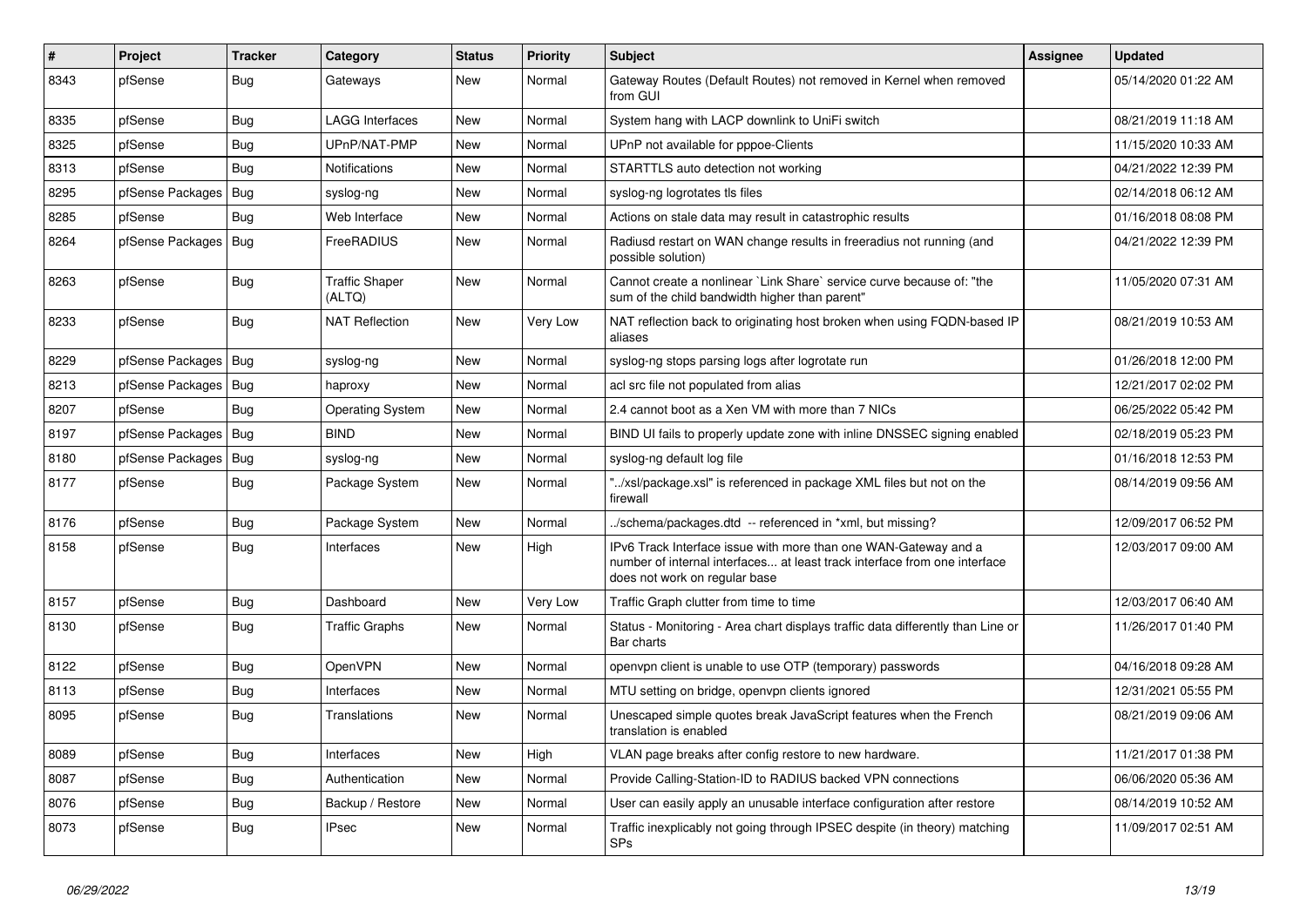| # | Project | Tracker | Category | Status | Priority | Subject | Assignee | Updated |
|---|---|---|---|---|---|---|---|---|
| 8343 | pfSense | Bug | Gateways | New | Normal | Gateway Routes (Default Routes) not removed in Kernel when removed from GUI | | 05/14/2020 01:22 AM |
| 8335 | pfSense | Bug | LAGG Interfaces | New | Normal | System hang with LACP downlink to UniFi switch | | 08/21/2019 11:18 AM |
| 8325 | pfSense | Bug | UPnP/NAT-PMP | New | Normal | UPnP not available for pppoe-Clients | | 11/15/2020 10:33 AM |
| 8313 | pfSense | Bug | Notifications | New | Normal | STARTTLS auto detection not working | | 04/21/2022 12:39 PM |
| 8295 | pfSense Packages | Bug | syslog-ng | New | Normal | syslog-ng logrotates tls files | | 02/14/2018 06:12 AM |
| 8285 | pfSense | Bug | Web Interface | New | Normal | Actions on stale data may result in catastrophic results | | 01/16/2018 08:08 PM |
| 8264 | pfSense Packages | Bug | FreeRADIUS | New | Normal | Radiusd restart on WAN change results in freeradius not running (and possible solution) | | 04/21/2022 12:39 PM |
| 8263 | pfSense | Bug | Traffic Shaper (ALTQ) | New | Normal | Cannot create a nonlinear `Link Share` service curve because of: "the sum of the child bandwidth higher than parent" | | 11/05/2020 07:31 AM |
| 8233 | pfSense | Bug | NAT Reflection | New | Very Low | NAT reflection back to originating host broken when using FQDN-based IP aliases | | 08/21/2019 10:53 AM |
| 8229 | pfSense Packages | Bug | syslog-ng | New | Normal | syslog-ng stops parsing logs after logrotate run | | 01/26/2018 12:00 PM |
| 8213 | pfSense Packages | Bug | haproxy | New | Normal | acl src file not populated from alias | | 12/21/2017 02:02 PM |
| 8207 | pfSense | Bug | Operating System | New | Normal | 2.4 cannot boot as a Xen VM with more than 7 NICs | | 06/25/2022 05:42 PM |
| 8197 | pfSense Packages | Bug | BIND | New | Normal | BIND UI fails to properly update zone with inline DNSSEC signing enabled | | 02/18/2019 05:23 PM |
| 8180 | pfSense Packages | Bug | syslog-ng | New | Normal | syslog-ng default log file | | 01/16/2018 12:53 PM |
| 8177 | pfSense | Bug | Package System | New | Normal | "../xsl/package.xsl" is referenced in package XML files but not on the firewall | | 08/14/2019 09:56 AM |
| 8176 | pfSense | Bug | Package System | New | Normal | ../schema/packages.dtd -- referenced in *xml, but missing? | | 12/09/2017 06:52 PM |
| 8158 | pfSense | Bug | Interfaces | New | High | IPv6 Track Interface issue with more than one WAN-Gateway and a number of internal interfaces... at least track interface from one interface does not work on regular base | | 12/03/2017 09:00 AM |
| 8157 | pfSense | Bug | Dashboard | New | Very Low | Traffic Graph clutter from time to time | | 12/03/2017 06:40 AM |
| 8130 | pfSense | Bug | Traffic Graphs | New | Normal | Status - Monitoring - Area chart displays traffic data differently than Line or Bar charts | | 11/26/2017 01:40 PM |
| 8122 | pfSense | Bug | OpenVPN | New | Normal | openvpn client is unable to use OTP (temporary) passwords | | 04/16/2018 09:28 AM |
| 8113 | pfSense | Bug | Interfaces | New | Normal | MTU setting on bridge, openvpn clients ignored | | 12/31/2021 05:55 PM |
| 8095 | pfSense | Bug | Translations | New | Normal | Unescaped simple quotes break JavaScript features when the French translation is enabled | | 08/21/2019 09:06 AM |
| 8089 | pfSense | Bug | Interfaces | New | High | VLAN page breaks after config restore to new hardware. | | 11/21/2017 01:38 PM |
| 8087 | pfSense | Bug | Authentication | New | Normal | Provide Calling-Station-ID to RADIUS backed VPN connections | | 06/06/2020 05:36 AM |
| 8076 | pfSense | Bug | Backup / Restore | New | Normal | User can easily apply an unusable interface configuration after restore | | 08/14/2019 10:52 AM |
| 8073 | pfSense | Bug | IPsec | New | Normal | Traffic inexplicably not going through IPSEC despite (in theory) matching SPs | | 11/09/2017 02:51 AM |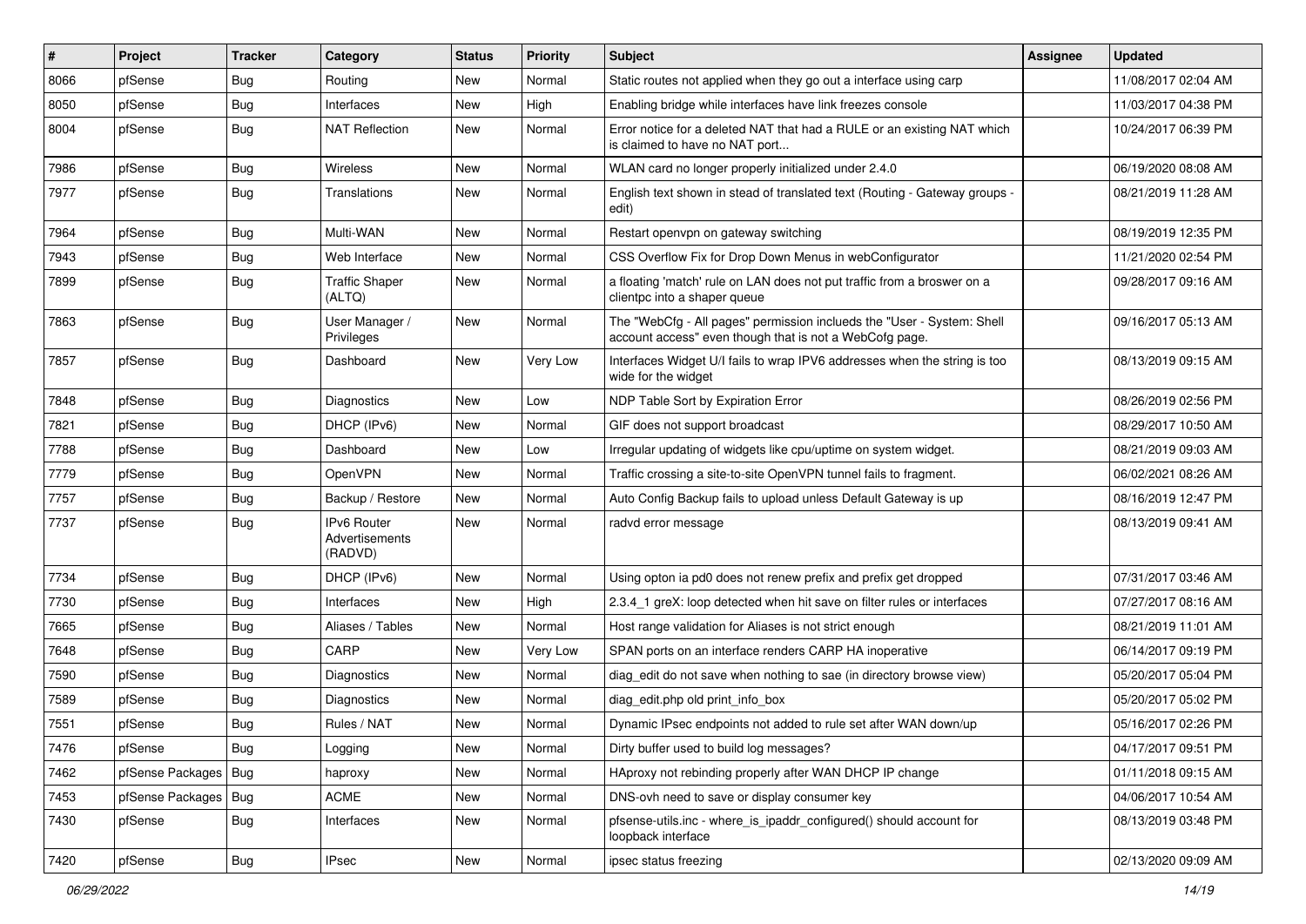| # | Project | Tracker | Category | Status | Priority | Subject | Assignee | Updated |
|---|---|---|---|---|---|---|---|---|
| 8066 | pfSense | Bug | Routing | New | Normal | Static routes not applied when they go out a interface using carp | | 11/08/2017 02:04 AM |
| 8050 | pfSense | Bug | Interfaces | New | High | Enabling bridge while interfaces have link freezes console | | 11/03/2017 04:38 PM |
| 8004 | pfSense | Bug | NAT Reflection | New | Normal | Error notice for a deleted NAT that had a RULE or an existing NAT which is claimed to have no NAT port... | | 10/24/2017 06:39 PM |
| 7986 | pfSense | Bug | Wireless | New | Normal | WLAN card no longer properly initialized under 2.4.0 | | 06/19/2020 08:08 AM |
| 7977 | pfSense | Bug | Translations | New | Normal | English text shown in stead of translated text (Routing - Gateway groups - edit) | | 08/21/2019 11:28 AM |
| 7964 | pfSense | Bug | Multi-WAN | New | Normal | Restart openvpn on gateway switching | | 08/19/2019 12:35 PM |
| 7943 | pfSense | Bug | Web Interface | New | Normal | CSS Overflow Fix for Drop Down Menus in webConfigurator | | 11/21/2020 02:54 PM |
| 7899 | pfSense | Bug | Traffic Shaper (ALTQ) | New | Normal | a floating 'match' rule on LAN does not put traffic from a broswer on a clientpc into a shaper queue | | 09/28/2017 09:16 AM |
| 7863 | pfSense | Bug | User Manager / Privileges | New | Normal | The "WebCfg - All pages" permission inclueds the "User - System: Shell account access" even though that is not a WebCofg page. | | 09/16/2017 05:13 AM |
| 7857 | pfSense | Bug | Dashboard | New | Very Low | Interfaces Widget U/I fails to wrap IPV6 addresses when the string is too wide for the widget | | 08/13/2019 09:15 AM |
| 7848 | pfSense | Bug | Diagnostics | New | Low | NDP Table Sort by Expiration Error | | 08/26/2019 02:56 PM |
| 7821 | pfSense | Bug | DHCP (IPv6) | New | Normal | GIF does not support broadcast | | 08/29/2017 10:50 AM |
| 7788 | pfSense | Bug | Dashboard | New | Low | Irregular updating of widgets like cpu/uptime on system widget. | | 08/21/2019 09:03 AM |
| 7779 | pfSense | Bug | OpenVPN | New | Normal | Traffic crossing a site-to-site OpenVPN tunnel fails to fragment. | | 06/02/2021 08:26 AM |
| 7757 | pfSense | Bug | Backup / Restore | New | Normal | Auto Config Backup fails to upload unless Default Gateway is up | | 08/16/2019 12:47 PM |
| 7737 | pfSense | Bug | IPv6 Router Advertisements (RADVD) | New | Normal | radvd error message | | 08/13/2019 09:41 AM |
| 7734 | pfSense | Bug | DHCP (IPv6) | New | Normal | Using opton ia pd0 does not renew prefix and prefix get dropped | | 07/31/2017 03:46 AM |
| 7730 | pfSense | Bug | Interfaces | New | High | 2.3.4_1 greX: loop detected when hit save on filter rules or interfaces | | 07/27/2017 08:16 AM |
| 7665 | pfSense | Bug | Aliases / Tables | New | Normal | Host range validation for Aliases is not strict enough | | 08/21/2019 11:01 AM |
| 7648 | pfSense | Bug | CARP | New | Very Low | SPAN ports on an interface renders CARP HA inoperative | | 06/14/2017 09:19 PM |
| 7590 | pfSense | Bug | Diagnostics | New | Normal | diag_edit do not save when nothing to sae (in directory browse view) | | 05/20/2017 05:04 PM |
| 7589 | pfSense | Bug | Diagnostics | New | Normal | diag_edit.php old print_info_box | | 05/20/2017 05:02 PM |
| 7551 | pfSense | Bug | Rules / NAT | New | Normal | Dynamic IPsec endpoints not added to rule set after WAN down/up | | 05/16/2017 02:26 PM |
| 7476 | pfSense | Bug | Logging | New | Normal | Dirty buffer used to build log messages? | | 04/17/2017 09:51 PM |
| 7462 | pfSense Packages | Bug | haproxy | New | Normal | HAproxy not rebinding properly after WAN DHCP IP change | | 01/11/2018 09:15 AM |
| 7453 | pfSense Packages | Bug | ACME | New | Normal | DNS-ovh need to save or display consumer key | | 04/06/2017 10:54 AM |
| 7430 | pfSense | Bug | Interfaces | New | Normal | pfsense-utils.inc - where_is_ipaddr_configured() should account for loopback interface | | 08/13/2019 03:48 PM |
| 7420 | pfSense | Bug | IPsec | New | Normal | ipsec status freezing | | 02/13/2020 09:09 AM |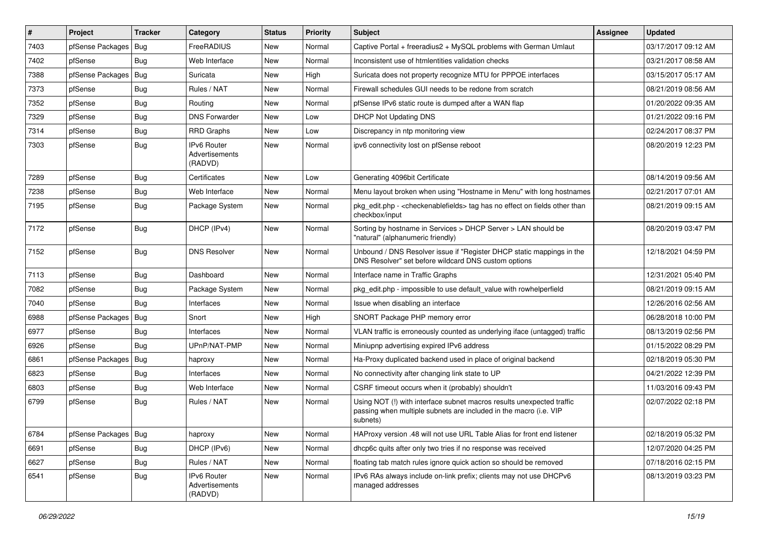| # | Project | Tracker | Category | Status | Priority | Subject | Assignee | Updated |
|---|---|---|---|---|---|---|---|---|
| 7403 | pfSense Packages | Bug | FreeRADIUS | New | Normal | Captive Portal + freeradius2 + MySQL problems with German Umlaut | | 03/17/2017 09:12 AM |
| 7402 | pfSense | Bug | Web Interface | New | Normal | Inconsistent use of htmlentities validation checks | | 03/21/2017 08:58 AM |
| 7388 | pfSense Packages | Bug | Suricata | New | High | Suricata does not property recognize MTU for PPPOE interfaces | | 03/15/2017 05:17 AM |
| 7373 | pfSense | Bug | Rules / NAT | New | Normal | Firewall schedules GUI needs to be redone from scratch | | 08/21/2019 08:56 AM |
| 7352 | pfSense | Bug | Routing | New | Normal | pfSense IPv6 static route is dumped after a WAN flap | | 01/20/2022 09:35 AM |
| 7329 | pfSense | Bug | DNS Forwarder | New | Low | DHCP Not Updating DNS | | 01/21/2022 09:16 PM |
| 7314 | pfSense | Bug | RRD Graphs | New | Low | Discrepancy in ntp monitoring view | | 02/24/2017 08:37 PM |
| 7303 | pfSense | Bug | IPv6 Router Advertisements (RADVD) | New | Normal | ipv6 connectivity lost on pfSense reboot | | 08/20/2019 12:23 PM |
| 7289 | pfSense | Bug | Certificates | New | Low | Generating 4096bit Certificate | | 08/14/2019 09:56 AM |
| 7238 | pfSense | Bug | Web Interface | New | Normal | Menu layout broken when using "Hostname in Menu" with long hostnames | | 02/21/2017 07:01 AM |
| 7195 | pfSense | Bug | Package System | New | Normal | pkg_edit.php - <checkenablefields> tag has no effect on fields other than checkbox/input | | 08/21/2019 09:15 AM |
| 7172 | pfSense | Bug | DHCP (IPv4) | New | Normal | Sorting by hostname in Services > DHCP Server > LAN should be "natural" (alphanumeric friendly) | | 08/20/2019 03:47 PM |
| 7152 | pfSense | Bug | DNS Resolver | New | Normal | Unbound / DNS Resolver issue if "Register DHCP static mappings in the DNS Resolver" set before wildcard DNS custom options | | 12/18/2021 04:59 PM |
| 7113 | pfSense | Bug | Dashboard | New | Normal | Interface name in Traffic Graphs | | 12/31/2021 05:40 PM |
| 7082 | pfSense | Bug | Package System | New | Normal | pkg_edit.php - impossible to use default_value with rowhelperfield | | 08/21/2019 09:15 AM |
| 7040 | pfSense | Bug | Interfaces | New | Normal | Issue when disabling an interface | | 12/26/2016 02:56 AM |
| 6988 | pfSense Packages | Bug | Snort | New | High | SNORT Package PHP memory error | | 06/28/2018 10:00 PM |
| 6977 | pfSense | Bug | Interfaces | New | Normal | VLAN traffic is erroneously counted as underlying iface (untagged) traffic | | 08/13/2019 02:56 PM |
| 6926 | pfSense | Bug | UPnP/NAT-PMP | New | Normal | Miniupnp advertising expired IPv6 address | | 01/15/2022 08:29 PM |
| 6861 | pfSense Packages | Bug | haproxy | New | Normal | Ha-Proxy duplicated backend used in place of original backend | | 02/18/2019 05:30 PM |
| 6823 | pfSense | Bug | Interfaces | New | Normal | No connectivity after changing link state to UP | | 04/21/2022 12:39 PM |
| 6803 | pfSense | Bug | Web Interface | New | Normal | CSRF timeout occurs when it (probably) shouldn't | | 11/03/2016 09:43 PM |
| 6799 | pfSense | Bug | Rules / NAT | New | Normal | Using NOT (!) with interface subnet macros results unexpected traffic passing when multiple subnets are included in the macro (i.e. VIP subnets) | | 02/07/2022 02:18 PM |
| 6784 | pfSense Packages | Bug | haproxy | New | Normal | HAProxy version .48 will not use URL Table Alias for front end listener | | 02/18/2019 05:32 PM |
| 6691 | pfSense | Bug | DHCP (IPv6) | New | Normal | dhcp6c quits after only two tries if no response was received | | 12/07/2020 04:25 PM |
| 6627 | pfSense | Bug | Rules / NAT | New | Normal | floating tab match rules ignore quick action so should be removed | | 07/18/2016 02:15 PM |
| 6541 | pfSense | Bug | IPv6 Router Advertisements (RADVD) | New | Normal | IPv6 RAs always include on-link prefix; clients may not use DHCPv6 managed addresses | | 08/13/2019 03:23 PM |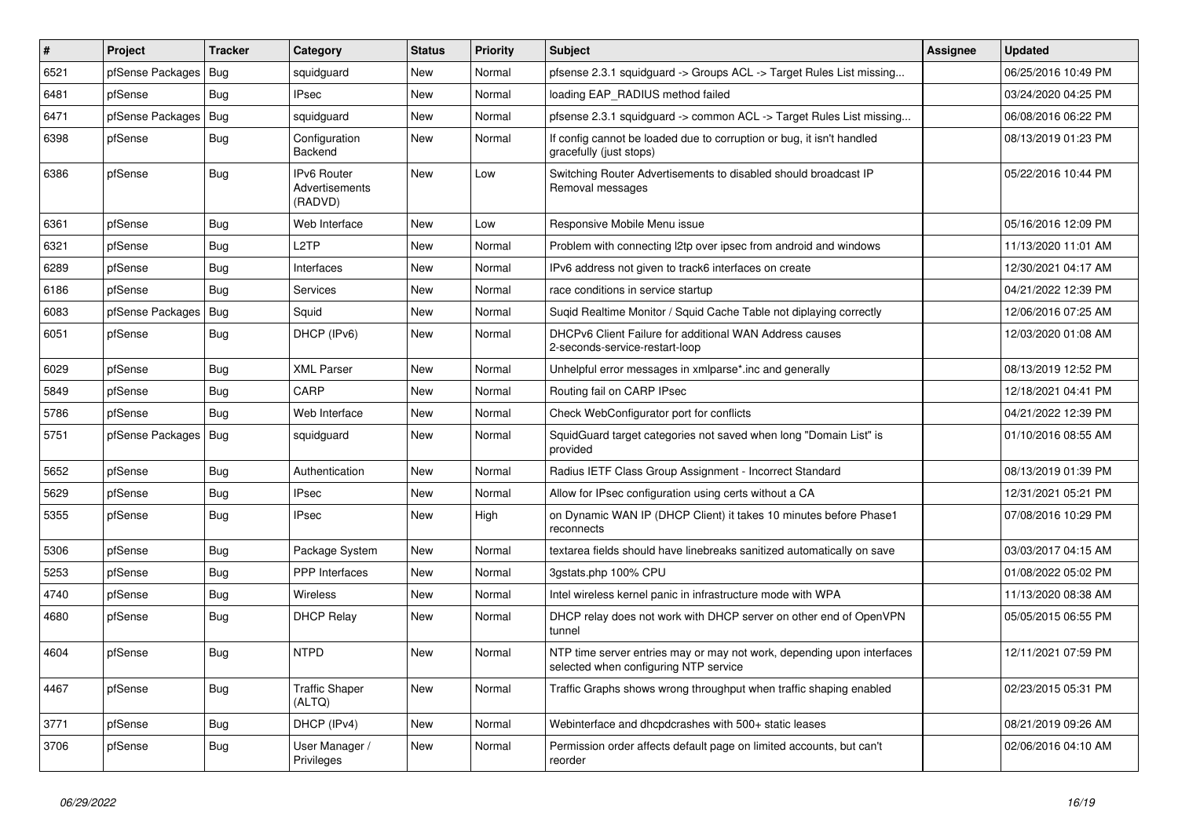| # | Project | Tracker | Category | Status | Priority | Subject | Assignee | Updated |
|---|---|---|---|---|---|---|---|---|
| 6521 | pfSense Packages | Bug | squidguard | New | Normal | pfsense 2.3.1 squidguard -> Groups ACL -> Target Rules List missing... | | 06/25/2016 10:49 PM |
| 6481 | pfSense | Bug | IPsec | New | Normal | loading EAP_RADIUS method failed | | 03/24/2020 04:25 PM |
| 6471 | pfSense Packages | Bug | squidguard | New | Normal | pfsense 2.3.1 squidguard -> common ACL -> Target Rules List missing... | | 06/08/2016 06:22 PM |
| 6398 | pfSense | Bug | Configuration Backend | New | Normal | If config cannot be loaded due to corruption or bug, it isn't handled gracefully (just stops) | | 08/13/2019 01:23 PM |
| 6386 | pfSense | Bug | IPv6 Router Advertisements (RADVD) | New | Low | Switching Router Advertisements to disabled should broadcast IP Removal messages | | 05/22/2016 10:44 PM |
| 6361 | pfSense | Bug | Web Interface | New | Low | Responsive Mobile Menu issue | | 05/16/2016 12:09 PM |
| 6321 | pfSense | Bug | L2TP | New | Normal | Problem with connecting l2tp over ipsec from android and windows | | 11/13/2020 11:01 AM |
| 6289 | pfSense | Bug | Interfaces | New | Normal | IPv6 address not given to track6 interfaces on create | | 12/30/2021 04:17 AM |
| 6186 | pfSense | Bug | Services | New | Normal | race conditions in service startup | | 04/21/2022 12:39 PM |
| 6083 | pfSense Packages | Bug | Squid | New | Normal | Suqid Realtime Monitor / Squid Cache Table not diplaying correctly | | 12/06/2016 07:25 AM |
| 6051 | pfSense | Bug | DHCP (IPv6) | New | Normal | DHCPv6 Client Failure for additional WAN Address causes 2-seconds-service-restart-loop | | 12/03/2020 01:08 AM |
| 6029 | pfSense | Bug | XML Parser | New | Normal | Unhelpful error messages in xmlparse*.inc and generally | | 08/13/2019 12:52 PM |
| 5849 | pfSense | Bug | CARP | New | Normal | Routing fail on CARP IPsec | | 12/18/2021 04:41 PM |
| 5786 | pfSense | Bug | Web Interface | New | Normal | Check WebConfigurator port for conflicts | | 04/21/2022 12:39 PM |
| 5751 | pfSense Packages | Bug | squidguard | New | Normal | SquidGuard target categories not saved when long "Domain List" is provided | | 01/10/2016 08:55 AM |
| 5652 | pfSense | Bug | Authentication | New | Normal | Radius IETF Class Group Assignment - Incorrect Standard | | 08/13/2019 01:39 PM |
| 5629 | pfSense | Bug | IPsec | New | Normal | Allow for IPsec configuration using certs without a CA | | 12/31/2021 05:21 PM |
| 5355 | pfSense | Bug | IPsec | New | High | on Dynamic WAN IP (DHCP Client) it takes 10 minutes before Phase1 reconnects | | 07/08/2016 10:29 PM |
| 5306 | pfSense | Bug | Package System | New | Normal | textarea fields should have linebreaks sanitized automatically on save | | 03/03/2017 04:15 AM |
| 5253 | pfSense | Bug | PPP Interfaces | New | Normal | 3gstats.php 100% CPU | | 01/08/2022 05:02 PM |
| 4740 | pfSense | Bug | Wireless | New | Normal | Intel wireless kernel panic in infrastructure mode with WPA | | 11/13/2020 08:38 AM |
| 4680 | pfSense | Bug | DHCP Relay | New | Normal | DHCP relay does not work with DHCP server on other end of OpenVPN tunnel | | 05/05/2015 06:55 PM |
| 4604 | pfSense | Bug | NTPD | New | Normal | NTP time server entries may or may not work, depending upon interfaces selected when configuring NTP service | | 12/11/2021 07:59 PM |
| 4467 | pfSense | Bug | Traffic Shaper (ALTQ) | New | Normal | Traffic Graphs shows wrong throughput when traffic shaping enabled | | 02/23/2015 05:31 PM |
| 3771 | pfSense | Bug | DHCP (IPv4) | New | Normal | Webinterface and dhcpdcrashes with 500+ static leases | | 08/21/2019 09:26 AM |
| 3706 | pfSense | Bug | User Manager / Privileges | New | Normal | Permission order affects default page on limited accounts, but can't reorder | | 02/06/2016 04:10 AM |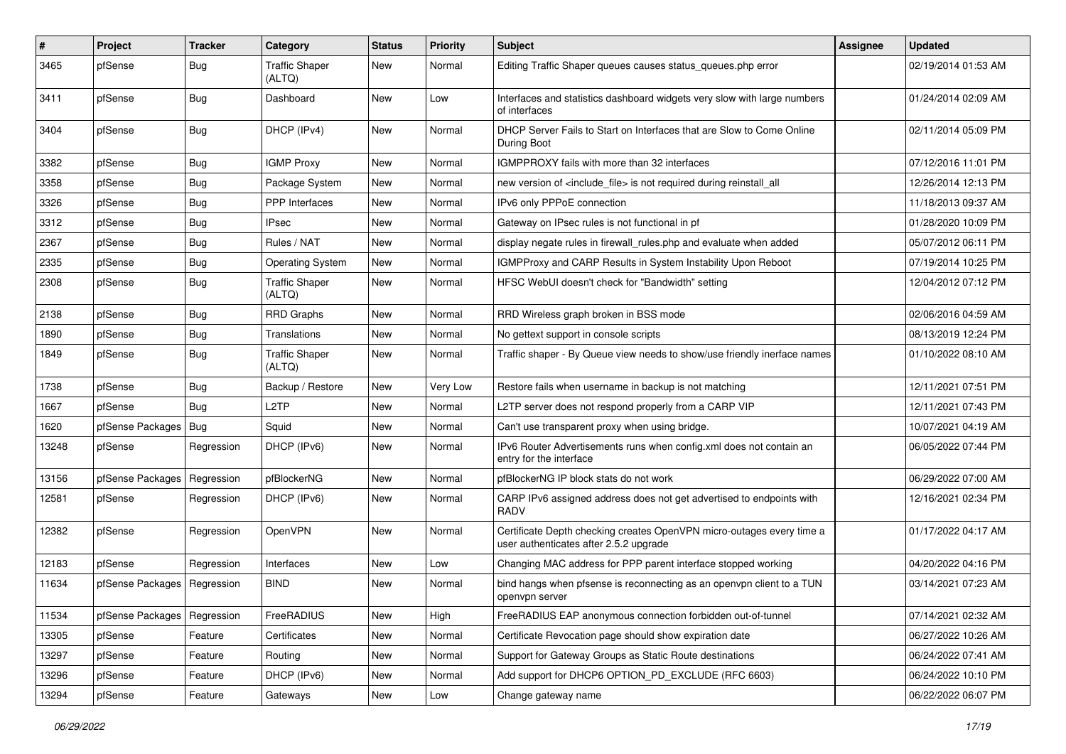| # | Project | Tracker | Category | Status | Priority | Subject | Assignee | Updated |
|---|---|---|---|---|---|---|---|---|
| 3465 | pfSense | Bug | Traffic Shaper (ALTQ) | New | Normal | Editing Traffic Shaper queues causes status_queues.php error | | 02/19/2014 01:53 AM |
| 3411 | pfSense | Bug | Dashboard | New | Low | Interfaces and statistics dashboard widgets very slow with large numbers of interfaces | | 01/24/2014 02:09 AM |
| 3404 | pfSense | Bug | DHCP (IPv4) | New | Normal | DHCP Server Fails to Start on Interfaces that are Slow to Come Online During Boot | | 02/11/2014 05:09 PM |
| 3382 | pfSense | Bug | IGMP Proxy | New | Normal | IGMPPROXY fails with more than 32 interfaces | | 07/12/2016 11:01 PM |
| 3358 | pfSense | Bug | Package System | New | Normal | new version of <include_file> is not required during reinstall_all | | 12/26/2014 12:13 PM |
| 3326 | pfSense | Bug | PPP Interfaces | New | Normal | IPv6 only PPPoE connection | | 11/18/2013 09:37 AM |
| 3312 | pfSense | Bug | IPsec | New | Normal | Gateway on IPsec rules is not functional in pf | | 01/28/2020 10:09 PM |
| 2367 | pfSense | Bug | Rules / NAT | New | Normal | display negate rules in firewall_rules.php and evaluate when added | | 05/07/2012 06:11 PM |
| 2335 | pfSense | Bug | Operating System | New | Normal | IGMPProxy and CARP Results in System Instability Upon Reboot | | 07/19/2014 10:25 PM |
| 2308 | pfSense | Bug | Traffic Shaper (ALTQ) | New | Normal | HFSC WebUI doesn't check for "Bandwidth" setting | | 12/04/2012 07:12 PM |
| 2138 | pfSense | Bug | RRD Graphs | New | Normal | RRD Wireless graph broken in BSS mode | | 02/06/2016 04:59 AM |
| 1890 | pfSense | Bug | Translations | New | Normal | No gettext support in console scripts | | 08/13/2019 12:24 PM |
| 1849 | pfSense | Bug | Traffic Shaper (ALTQ) | New | Normal | Traffic shaper - By Queue view needs to show/use friendly inerface names | | 01/10/2022 08:10 AM |
| 1738 | pfSense | Bug | Backup / Restore | New | Very Low | Restore fails when username in backup is not matching | | 12/11/2021 07:51 PM |
| 1667 | pfSense | Bug | L2TP | New | Normal | L2TP server does not respond properly from a CARP VIP | | 12/11/2021 07:43 PM |
| 1620 | pfSense Packages | Bug | Squid | New | Normal | Can't use transparent proxy when using bridge. | | 10/07/2021 04:19 AM |
| 13248 | pfSense | Regression | DHCP (IPv6) | New | Normal | IPv6 Router Advertisements runs when config.xml does not contain an entry for the interface | | 06/05/2022 07:44 PM |
| 13156 | pfSense Packages | Regression | pfBlockerNG | New | Normal | pfBlockerNG IP block stats do not work | | 06/29/2022 07:00 AM |
| 12581 | pfSense | Regression | DHCP (IPv6) | New | Normal | CARP IPv6 assigned address does not get advertised to endpoints with RADV | | 12/16/2021 02:34 PM |
| 12382 | pfSense | Regression | OpenVPN | New | Normal | Certificate Depth checking creates OpenVPN micro-outages every time a user authenticates after 2.5.2 upgrade | | 01/17/2022 04:17 AM |
| 12183 | pfSense | Regression | Interfaces | New | Low | Changing MAC address for PPP parent interface stopped working | | 04/20/2022 04:16 PM |
| 11634 | pfSense Packages | Regression | BIND | New | Normal | bind hangs when pfsense is reconnecting as an openvpn client to a TUN openvpn server | | 03/14/2021 07:23 AM |
| 11534 | pfSense Packages | Regression | FreeRADIUS | New | High | FreeRADIUS EAP anonymous connection forbidden out-of-tunnel | | 07/14/2021 02:32 AM |
| 13305 | pfSense | Feature | Certificates | New | Normal | Certificate Revocation page should show expiration date | | 06/27/2022 10:26 AM |
| 13297 | pfSense | Feature | Routing | New | Normal | Support for Gateway Groups as Static Route destinations | | 06/24/2022 07:41 AM |
| 13296 | pfSense | Feature | DHCP (IPv6) | New | Normal | Add support for DHCP6 OPTION_PD_EXCLUDE (RFC 6603) | | 06/24/2022 10:10 PM |
| 13294 | pfSense | Feature | Gateways | New | Low | Change gateway name | | 06/22/2022 06:07 PM |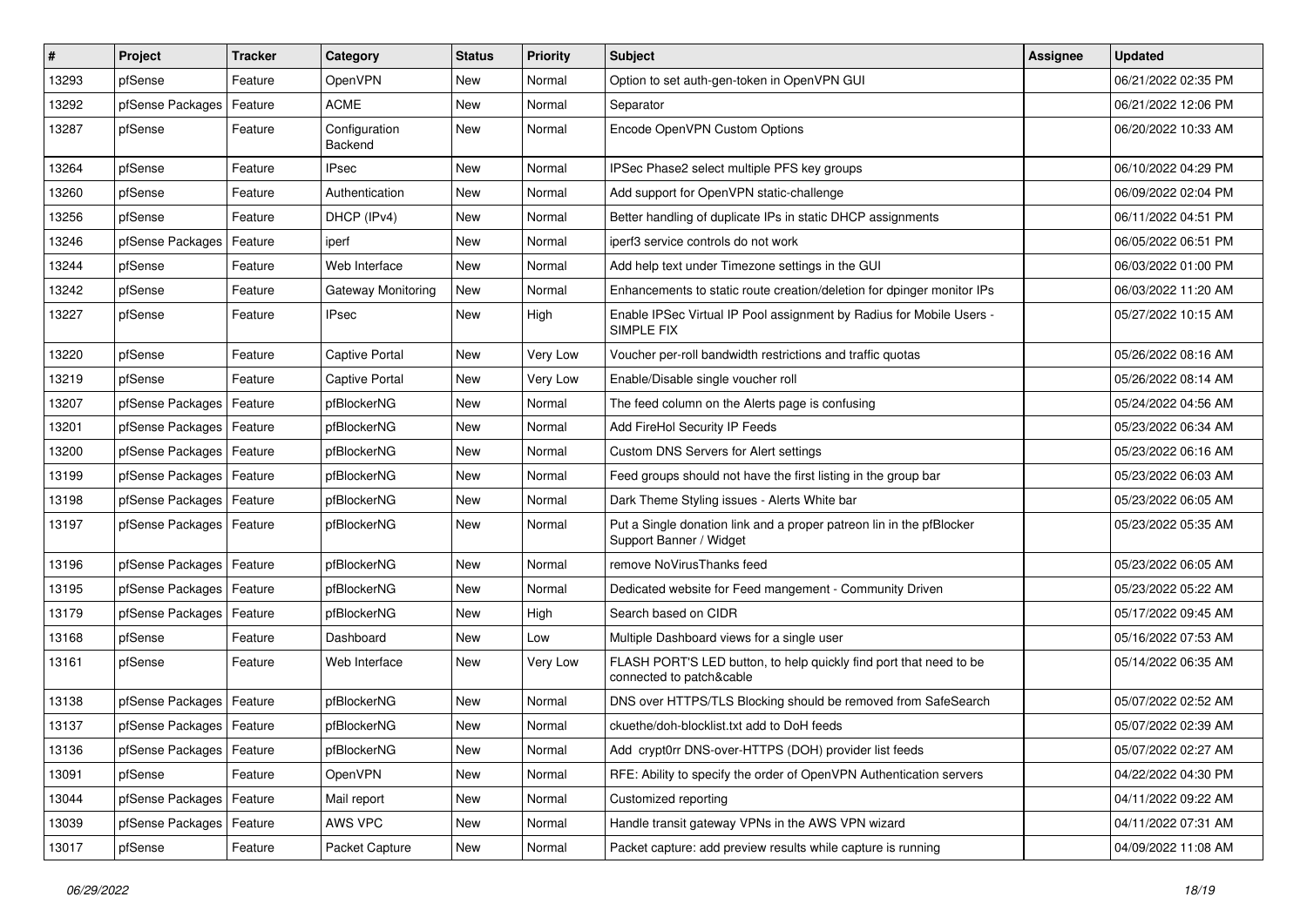| # | Project | Tracker | Category | Status | Priority | Subject | Assignee | Updated |
|---|---|---|---|---|---|---|---|---|
| 13293 | pfSense | Feature | OpenVPN | New | Normal | Option to set auth-gen-token in OpenVPN GUI | | 06/21/2022 02:35 PM |
| 13292 | pfSense Packages | Feature | ACME | New | Normal | Separator | | 06/21/2022 12:06 PM |
| 13287 | pfSense | Feature | Configuration Backend | New | Normal | Encode OpenVPN Custom Options | | 06/20/2022 10:33 AM |
| 13264 | pfSense | Feature | IPsec | New | Normal | IPSec Phase2 select multiple PFS key groups | | 06/10/2022 04:29 PM |
| 13260 | pfSense | Feature | Authentication | New | Normal | Add support for OpenVPN static-challenge | | 06/09/2022 02:04 PM |
| 13256 | pfSense | Feature | DHCP (IPv4) | New | Normal | Better handling of duplicate IPs in static DHCP assignments | | 06/11/2022 04:51 PM |
| 13246 | pfSense Packages | Feature | iperf | New | Normal | iperf3 service controls do not work | | 06/05/2022 06:51 PM |
| 13244 | pfSense | Feature | Web Interface | New | Normal | Add help text under Timezone settings in the GUI | | 06/03/2022 01:00 PM |
| 13242 | pfSense | Feature | Gateway Monitoring | New | Normal | Enhancements to static route creation/deletion for dpinger monitor IPs | | 06/03/2022 11:20 AM |
| 13227 | pfSense | Feature | IPsec | New | High | Enable IPSec Virtual IP Pool assignment by Radius for Mobile Users - SIMPLE FIX | | 05/27/2022 10:15 AM |
| 13220 | pfSense | Feature | Captive Portal | New | Very Low | Voucher per-roll bandwidth restrictions and traffic quotas | | 05/26/2022 08:16 AM |
| 13219 | pfSense | Feature | Captive Portal | New | Very Low | Enable/Disable single voucher roll | | 05/26/2022 08:14 AM |
| 13207 | pfSense Packages | Feature | pfBlockerNG | New | Normal | The feed column on the Alerts page is confusing | | 05/24/2022 04:56 AM |
| 13201 | pfSense Packages | Feature | pfBlockerNG | New | Normal | Add FireHol Security IP Feeds | | 05/23/2022 06:34 AM |
| 13200 | pfSense Packages | Feature | pfBlockerNG | New | Normal | Custom DNS Servers for Alert settings | | 05/23/2022 06:16 AM |
| 13199 | pfSense Packages | Feature | pfBlockerNG | New | Normal | Feed groups should not have the first listing in the group bar | | 05/23/2022 06:03 AM |
| 13198 | pfSense Packages | Feature | pfBlockerNG | New | Normal | Dark Theme Styling issues - Alerts White bar | | 05/23/2022 06:05 AM |
| 13197 | pfSense Packages | Feature | pfBlockerNG | New | Normal | Put a Single donation link and a proper patreon lin in the pfBlocker Support Banner / Widget | | 05/23/2022 05:35 AM |
| 13196 | pfSense Packages | Feature | pfBlockerNG | New | Normal | remove NoVirusThanks feed | | 05/23/2022 06:05 AM |
| 13195 | pfSense Packages | Feature | pfBlockerNG | New | Normal | Dedicated website for Feed mangement - Community Driven | | 05/23/2022 05:22 AM |
| 13179 | pfSense Packages | Feature | pfBlockerNG | New | High | Search based on CIDR | | 05/17/2022 09:45 AM |
| 13168 | pfSense | Feature | Dashboard | New | Low | Multiple Dashboard views for a single user | | 05/16/2022 07:53 AM |
| 13161 | pfSense | Feature | Web Interface | New | Very Low | FLASH PORT'S LED button, to help quickly find port that need to be connected to patch&cable | | 05/14/2022 06:35 AM |
| 13138 | pfSense Packages | Feature | pfBlockerNG | New | Normal | DNS over HTTPS/TLS Blocking should be removed from SafeSearch | | 05/07/2022 02:52 AM |
| 13137 | pfSense Packages | Feature | pfBlockerNG | New | Normal | ckuethe/doh-blocklist.txt add to DoH feeds | | 05/07/2022 02:39 AM |
| 13136 | pfSense Packages | Feature | pfBlockerNG | New | Normal | Add crypt0rr DNS-over-HTTPS (DOH) provider list feeds | | 05/07/2022 02:27 AM |
| 13091 | pfSense | Feature | OpenVPN | New | Normal | RFE: Ability to specify the order of OpenVPN Authentication servers | | 04/22/2022 04:30 PM |
| 13044 | pfSense Packages | Feature | Mail report | New | Normal | Customized reporting | | 04/11/2022 09:22 AM |
| 13039 | pfSense Packages | Feature | AWS VPC | New | Normal | Handle transit gateway VPNs in the AWS VPN wizard | | 04/11/2022 07:31 AM |
| 13017 | pfSense | Feature | Packet Capture | New | Normal | Packet capture: add preview results while capture is running | | 04/09/2022 11:08 AM |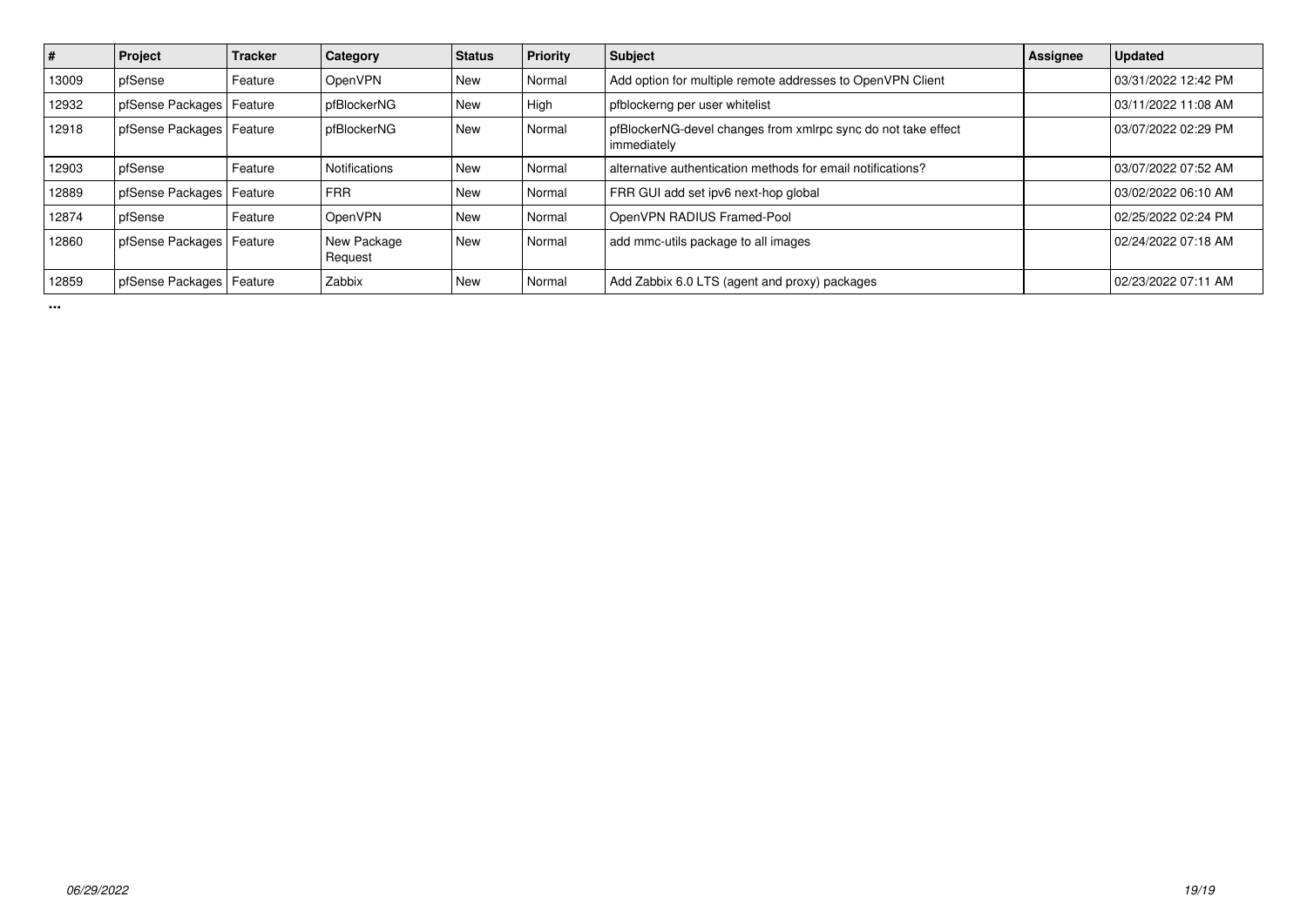| # | Project | Tracker | Category | Status | Priority | Subject | Assignee | Updated |
|---|---|---|---|---|---|---|---|---|
| 13009 | pfSense | Feature | OpenVPN | New | Normal | Add option for multiple remote addresses to OpenVPN Client | | 03/31/2022 12:42 PM |
| 12932 | pfSense Packages | Feature | pfBlockerNG | New | High | pfblockerng per user whitelist | | 03/11/2022 11:08 AM |
| 12918 | pfSense Packages | Feature | pfBlockerNG | New | Normal | pfBlockerNG-devel changes from xmlrpc sync do not take effect immediately | | 03/07/2022 02:29 PM |
| 12903 | pfSense | Feature | Notifications | New | Normal | alternative authentication methods for email notifications? | | 03/07/2022 07:52 AM |
| 12889 | pfSense Packages | Feature | FRR | New | Normal | FRR GUI add set ipv6 next-hop global | | 03/02/2022 06:10 AM |
| 12874 | pfSense | Feature | OpenVPN | New | Normal | OpenVPN RADIUS Framed-Pool | | 02/25/2022 02:24 PM |
| 12860 | pfSense Packages | Feature | New Package Request | New | Normal | add mmc-utils package to all images | | 02/24/2022 07:18 AM |
| 12859 | pfSense Packages | Feature | Zabbix | New | Normal | Add Zabbix 6.0 LTS (agent and proxy) packages | | 02/23/2022 07:11 AM |

...